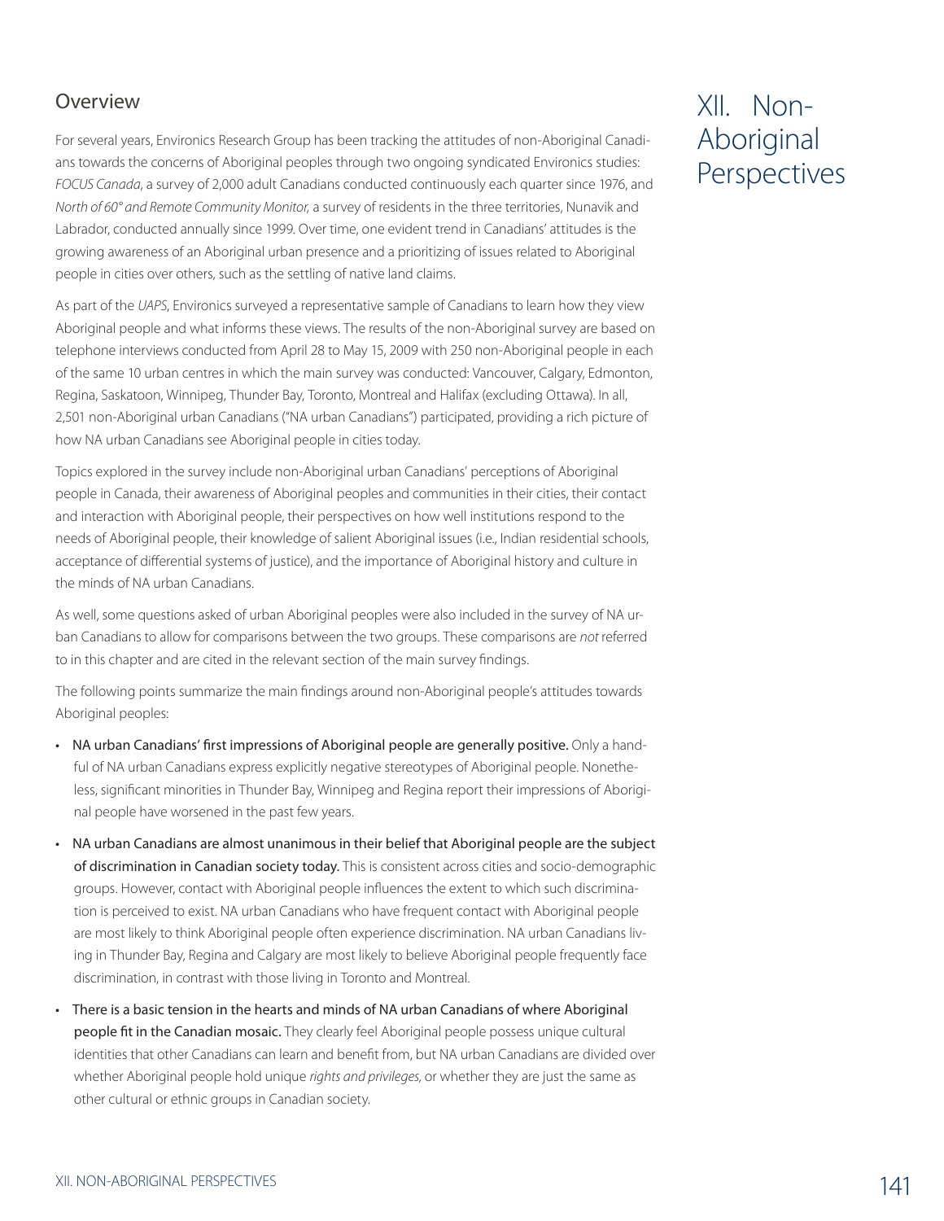# XII. Non-Aboriginal Perspectives

## Overview

For several years, Environics Research Group has been tracking the attitudes of non-Aboriginal Canadians towards the concerns of Aboriginal peoples through two ongoing syndicated Environics studies: *FOCUS Canada*, a survey of 2,000 adult Canadians conducted continuously each quarter since 1976, and *North of 60° and Remote Community Monitor,* a survey of residents in the three territories, Nunavik and Labrador, conducted annually since 1999. Over time, one evident trend in Canadians' attitudes is the growing awareness of an Aboriginal urban presence and a prioritizing of issues related to Aboriginal people in cities over others, such as the settling of native land claims.

As part of the *UAPS*, Environics surveyed a representative sample of Canadians to learn how they view Aboriginal people and what informs these views. The results of the non-Aboriginal survey are based on telephone interviews conducted from April 28 to May 15, 2009 with 250 non-Aboriginal people in each of the same 10 urban centres in which the main survey was conducted: Vancouver, Calgary, Edmonton, Regina, Saskatoon, Winnipeg, Thunder Bay, Toronto, Montreal and Halifax (excluding Ottawa). In all, 2,501 non-Aboriginal urban Canadians ("NA urban Canadians") participated, providing a rich picture of how NA urban Canadians see Aboriginal people in cities today.

Topics explored in the survey include non-Aboriginal urban Canadians' perceptions of Aboriginal people in Canada, their awareness of Aboriginal peoples and communities in their cities, their contact and interaction with Aboriginal people, their perspectives on how well institutions respond to the needs of Aboriginal people, their knowledge of salient Aboriginal issues (i.e., Indian residential schools, acceptance of differential systems of justice), and the importance of Aboriginal history and culture in the minds of NA urban Canadians.

As well, some questions asked of urban Aboriginal peoples were also included in the survey of NA urban Canadians to allow for comparisons between the two groups. These comparisons are *not* referred to in this chapter and are cited in the relevant section of the main survey findings.

The following points summarize the main findings around non-Aboriginal people's attitudes towards Aboriginal peoples:

- **NA urban Canadians' first impressions of Aboriginal people are generally positive.** Only a handful of NA urban Canadians express explicitly negative stereotypes of Aboriginal people. Nonetheless, significant minorities in Thunder Bay, Winnipeg and Regina report their impressions of Aboriginal people have worsened in the past few years.
- **NA urban Canadians are almost unanimous in their belief that Aboriginal people are the subject of discrimination in Canadian society today.** This is consistent across cities and socio-demographic groups. However, contact with Aboriginal people influences the extent to which such discrimination is perceived to exist. NA urban Canadians who have frequent contact with Aboriginal people are most likely to think Aboriginal people often experience discrimination. NA urban Canadians living in Thunder Bay, Regina and Calgary are most likely to believe Aboriginal people frequently face discrimination, in contrast with those living in Toronto and Montreal.
- **There is a basic tension in the hearts and minds of NA urban Canadians of where Aboriginal people fit in the Canadian mosaic.** They clearly feel Aboriginal people possess unique cultural identities that other Canadians can learn and benefit from, but NA urban Canadians are divided over whether Aboriginal people hold unique *rights and privileges*, or whether they are just the same as other cultural or ethnic groups in Canadian society.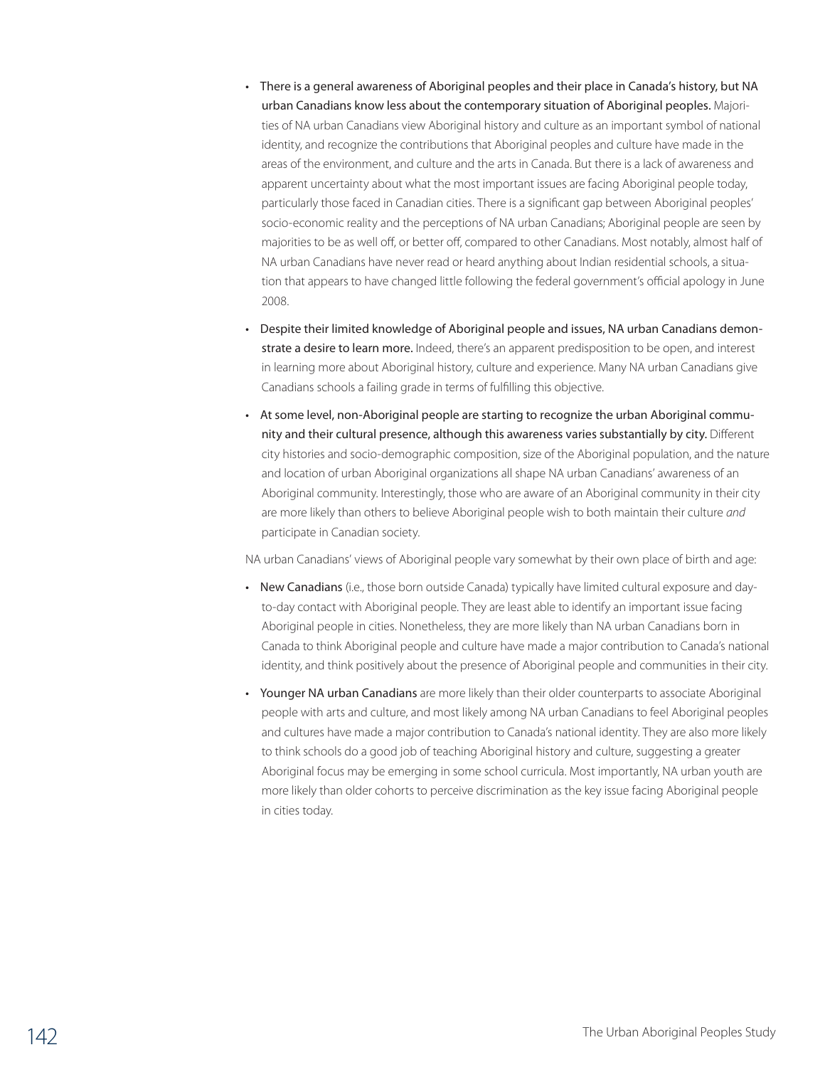- **There is a general awareness of Aboriginal peoples and their place in Canada's history, but NA urban Canadians know less about the contemporary situation of Aboriginal peoples.** Majorities of NA urban Canadians view Aboriginal history and culture as an important symbol of national identity, and recognize the contributions that Aboriginal peoples and culture have made in the areas of the environment, and culture and the arts in Canada. But there is a lack of awareness and apparent uncertainty about what the most important issues are facing Aboriginal people today, particularly those faced in Canadian cities. There is a significant gap between Aboriginal peoples' socio-economic reality and the perceptions of NA urban Canadians; Aboriginal people are seen by majorities to be as well off, or better off, compared to other Canadians. Most notably, almost half of NA urban Canadians have never read or heard anything about Indian residential schools, a situation that appears to have changed little following the federal government's official apology in June 2008.

- **Despite their limited knowledge of Aboriginal people and issues, NA urban Canadians demonstrate a desire to learn more.** Indeed, there's an apparent predisposition to be open, and interest in learning more about Aboriginal history, culture and experience. Many NA urban Canadians give Canadians schools a failing grade in terms of fulfilling this objective.

- **At some level, non-Aboriginal people are starting to recognize the urban Aboriginal community and their cultural presence, although this awareness varies substantially by city.** Different city histories and socio-demographic composition, size of the Aboriginal population, and the nature and location of urban Aboriginal organizations all shape NA urban Canadians' awareness of an Aboriginal community. Interestingly, those who are aware of an Aboriginal community in their city are more likely than others to believe Aboriginal people wish to both maintain their culture *and* participate in Canadian society.

NA urban Canadians' views of Aboriginal people vary somewhat by their own place of birth and age:

- **New Canadians** (i.e., those born outside Canada) typically have limited cultural exposure and day-to-day contact with Aboriginal people. They are least able to identify an important issue facing Aboriginal people in cities. Nonetheless, they are more likely than NA urban Canadians born in Canada to think Aboriginal people and culture have made a major contribution to Canada's national identity, and think positively about the presence of Aboriginal people and communities in their city.

- **Younger NA urban Canadians** are more likely than their older counterparts to associate Aboriginal people with arts and culture, and most likely among NA urban Canadians to feel Aboriginal peoples and cultures have made a major contribution to Canada's national identity. They are also more likely to think schools do a good job of teaching Aboriginal history and culture, suggesting a greater Aboriginal focus may be emerging in some school curricula. Most importantly, NA urban youth are more likely than older cohorts to perceive discrimination as the key issue facing Aboriginal people in cities today.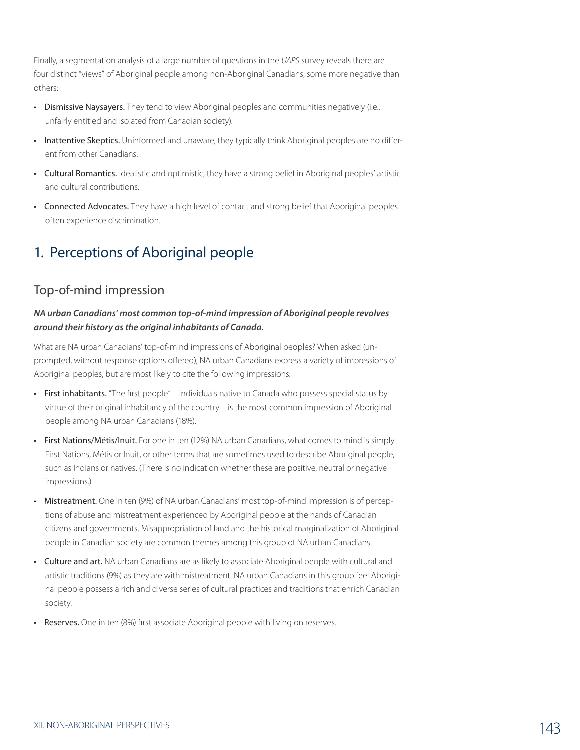Finally, a segmentation analysis of a large number of questions in the *UAPS* survey reveals there are four distinct "views" of Aboriginal people among non-Aboriginal Canadians, some more negative than others:

- Dismissive Naysayers. They tend to view Aboriginal peoples and communities negatively (i.e., unfairly entitled and isolated from Canadian society).
- Inattentive Skeptics. Uninformed and unaware, they typically think Aboriginal peoples are no different from other Canadians.
- Cultural Romantics. Idealistic and optimistic, they have a strong belief in Aboriginal peoples' artistic and cultural contributions.
- Connected Advocates. They have a high level of contact and strong belief that Aboriginal peoples often experience discrimination.

## 1. Perceptions of Aboriginal people

### Top-of-mind impression

***NA urban Canadians' most common top-of-mind impression of Aboriginal people revolves around their history as the original inhabitants of Canada.***

What are NA urban Canadians' top-of-mind impressions of Aboriginal peoples? When asked (unprompted, without response options offered), NA urban Canadians express a variety of impressions of Aboriginal peoples, but are most likely to cite the following impressions:

- First inhabitants. "The first people" – individuals native to Canada who possess special status by virtue of their original inhabitancy of the country – is the most common impression of Aboriginal people among NA urban Canadians (18%).
- First Nations/Métis/Inuit. For one in ten (12%) NA urban Canadians, what comes to mind is simply First Nations, Métis or Inuit, or other terms that are sometimes used to describe Aboriginal people, such as Indians or natives. (There is no indication whether these are positive, neutral or negative impressions.)
- Mistreatment. One in ten (9%) of NA urban Canadians' most top-of-mind impression is of perceptions of abuse and mistreatment experienced by Aboriginal people at the hands of Canadian citizens and governments. Misappropriation of land and the historical marginalization of Aboriginal people in Canadian society are common themes among this group of NA urban Canadians.
- Culture and art. NA urban Canadians are as likely to associate Aboriginal people with cultural and artistic traditions (9%) as they are with mistreatment. NA urban Canadians in this group feel Aboriginal people possess a rich and diverse series of cultural practices and traditions that enrich Canadian society.
- Reserves. One in ten (8%) first associate Aboriginal people with living on reserves.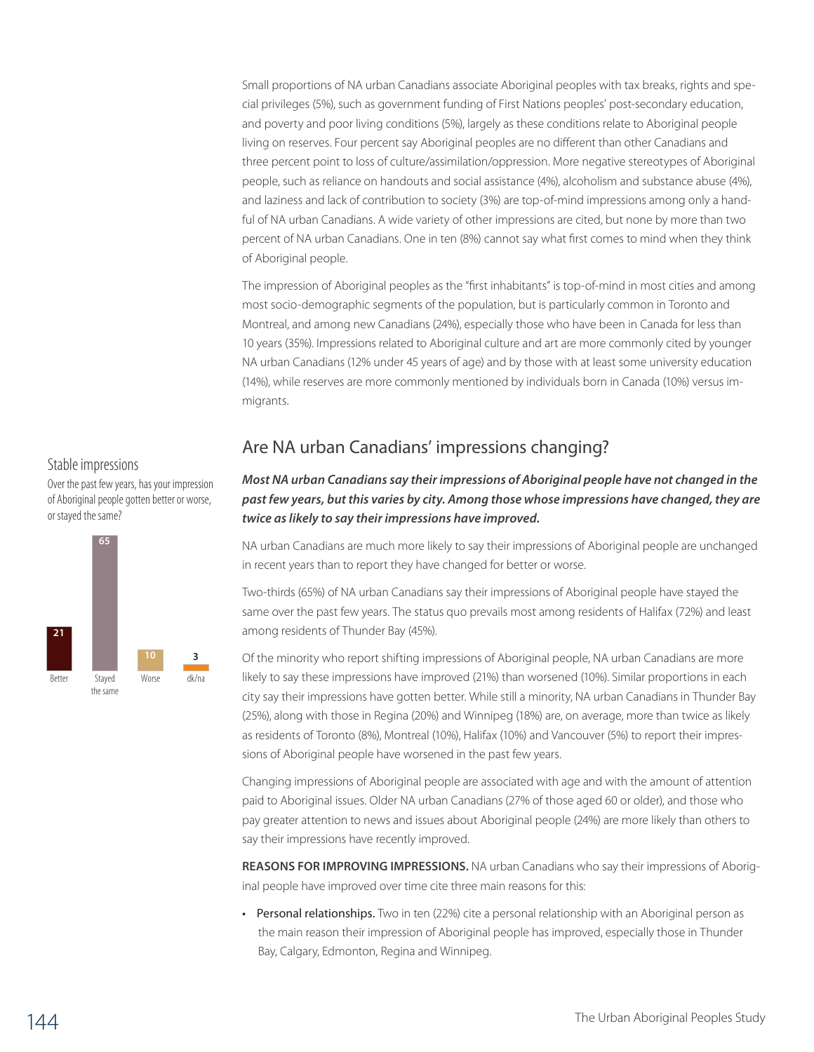Small proportions of NA urban Canadians associate Aboriginal peoples with tax breaks, rights and special privileges (5%), such as government funding of First Nations peoples' post-secondary education, and poverty and poor living conditions (5%), largely as these conditions relate to Aboriginal people living on reserves. Four percent say Aboriginal peoples are no different than other Canadians and three percent point to loss of culture/assimilation/oppression. More negative stereotypes of Aboriginal people, such as reliance on handouts and social assistance (4%), alcoholism and substance abuse (4%), and laziness and lack of contribution to society (3%) are top-of-mind impressions among only a handful of NA urban Canadians. A wide variety of other impressions are cited, but none by more than two percent of NA urban Canadians. One in ten (8%) cannot say what first comes to mind when they think of Aboriginal people.

The impression of Aboriginal peoples as the "first inhabitants" is top-of-mind in most cities and among most socio-demographic segments of the population, but is particularly common in Toronto and Montreal, and among new Canadians (24%), especially those who have been in Canada for less than 10 years (35%). Impressions related to Aboriginal culture and art are more commonly cited by younger NA urban Canadians (12% under 45 years of age) and by those with at least some university education (14%), while reserves are more commonly mentioned by individuals born in Canada (10%) versus immigrants.

## Are NA urban Canadians' impressions changing?

***Most NA urban Canadians say their impressions of Aboriginal people have not changed in the past few years, but this varies by city. Among those whose impressions have changed, they are twice as likely to say their impressions have improved.***

NA urban Canadians are much more likely to say their impressions of Aboriginal people are unchanged in recent years than to report they have changed for better or worse.

Two-thirds (65%) of NA urban Canadians say their impressions of Aboriginal people have stayed the same over the past few years. The status quo prevails most among residents of Halifax (72%) and least among residents of Thunder Bay (45%).

Of the minority who report shifting impressions of Aboriginal people, NA urban Canadians are more likely to say these impressions have improved (21%) than worsened (10%). Similar proportions in each city say their impressions have gotten better. While still a minority, NA urban Canadians in Thunder Bay (25%), along with those in Regina (20%) and Winnipeg (18%) are, on average, more than twice as likely as residents of Toronto (8%), Montreal (10%), Halifax (10%) and Vancouver (5%) to report their impressions of Aboriginal people have worsened in the past few years.

Changing impressions of Aboriginal people are associated with age and with the amount of attention paid to Aboriginal issues. Older NA urban Canadians (27% of those aged 60 or older), and those who pay greater attention to news and issues about Aboriginal people (24%) are more likely than others to say their impressions have recently improved.

### Stable impressions

Over the past few years, has your impression of Aboriginal people gotten better or worse, or stayed the same?

| Better | Stayed the same | Worse | dk/na |
|---|---|---|---|
| 21 | 65 | 10 | 3 |

**REASONS FOR IMPROVING IMPRESSIONS.** NA urban Canadians who say their impressions of Aboriginal people have improved over time cite three main reasons for this:

- Personal relationships. Two in ten (22%) cite a personal relationship with an Aboriginal person as the main reason their impression of Aboriginal people has improved, especially those in Thunder Bay, Calgary, Edmonton, Regina and Winnipeg.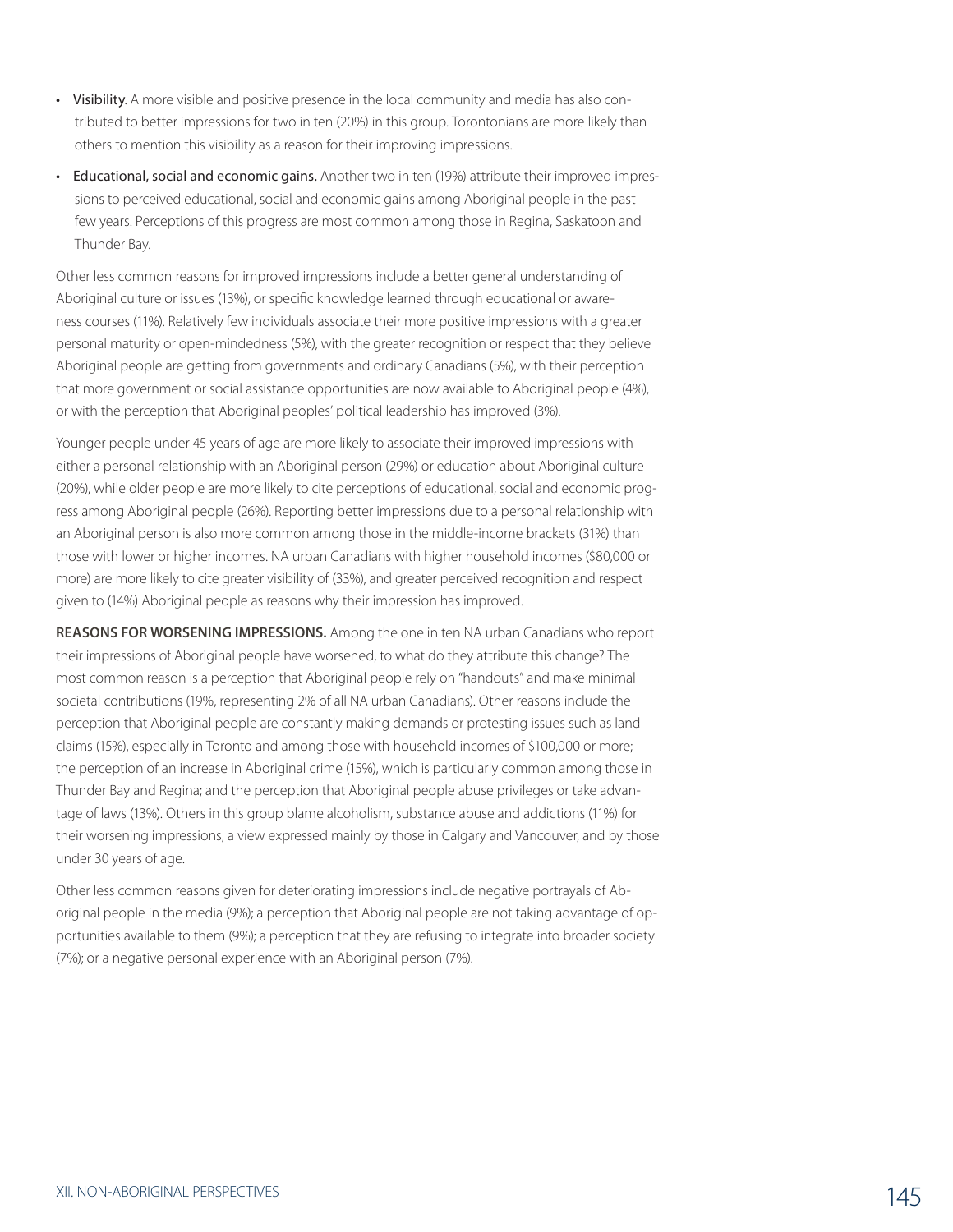- **Visibility**. A more visible and positive presence in the local community and media has also contributed to better impressions for two in ten (20%) in this group. Torontonians are more likely than others to mention this visibility as a reason for their improving impressions.
- **Educational, social and economic gains.** Another two in ten (19%) attribute their improved impressions to perceived educational, social and economic gains among Aboriginal people in the past few years. Perceptions of this progress are most common among those in Regina, Saskatoon and Thunder Bay.

Other less common reasons for improved impressions include a better general understanding of Aboriginal culture or issues (13%), or specific knowledge learned through educational or awareness courses (11%). Relatively few individuals associate their more positive impressions with a greater personal maturity or open-mindedness (5%), with the greater recognition or respect that they believe Aboriginal people are getting from governments and ordinary Canadians (5%), with their perception that more government or social assistance opportunities are now available to Aboriginal people (4%), or with the perception that Aboriginal peoples' political leadership has improved (3%).

Younger people under 45 years of age are more likely to associate their improved impressions with either a personal relationship with an Aboriginal person (29%) or education about Aboriginal culture (20%), while older people are more likely to cite perceptions of educational, social and economic progress among Aboriginal people (26%). Reporting better impressions due to a personal relationship with an Aboriginal Person is also more common among those in the middle-income brackets (31%) than those with lower or higher incomes. NA urban Canadians with higher household incomes ($80,000 or more) are more likely to cite greater visibility of (33%), and greater perceived recognition and respect given to (14%) Aboriginal people as reasons why their impression has improved.

**REASONS FOR WORSENING IMPRESSIONS.** Among the one in ten NA urban Canadians who report their impressions of Aboriginal people have worsened, to what do they attribute this change? The most common reason is a perception that Aboriginal people rely on "handouts" and make minimal societal contributions (19%, representing 2% of all NA urban Canadians). Other reasons include the perception that Aboriginal people are constantly making demands or protesting issues such as land claims (15%), especially in Toronto and among those with household incomes of $100,000 or more; the perception of an increase in Aboriginal crime (15%), which is particularly common among those in Thunder Bay and Regina; and the perception that Aboriginal people abuse privileges or take advantage of laws (13%). Others in this group blame alcoholism, substance abuse and addictions (11%) for their worsening impressions, a view expressed mainly by those in Calgary and Vancouver, and by those under 30 years of age.

Other less common reasons given for deteriorating impressions include negative portrayals of Aboriginal people in the media (9%); a perception that Aboriginal people are not taking advantage of opportunities available to them (9%); a perception that they are refusing to integrate into broader society (7%); or a negative personal experience with an Aboriginal person (7%).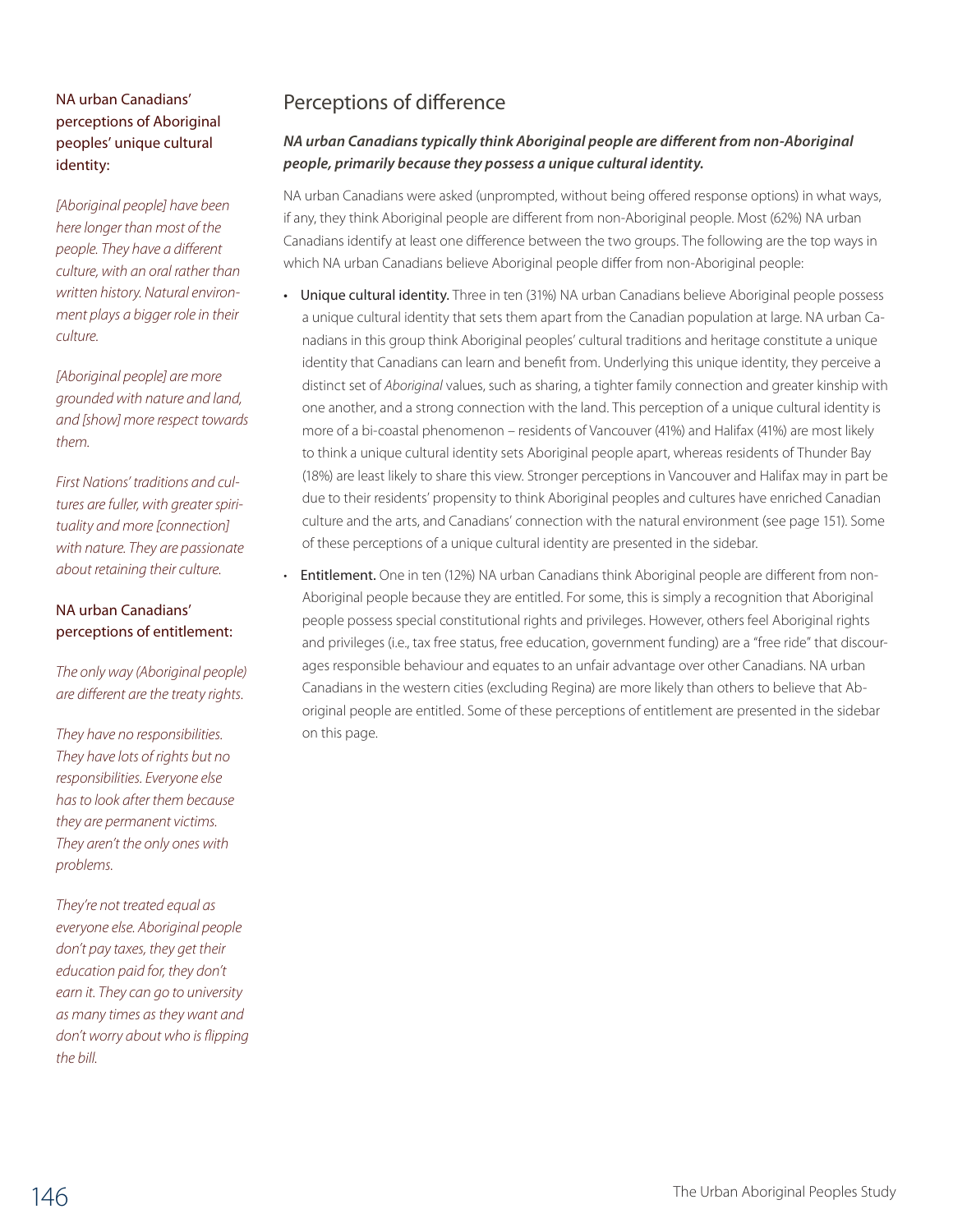## Perceptions of difference

***NA urban Canadians typically think Aboriginal people are different from non-Aboriginal people, primarily because they possess a unique cultural identity.***

NA urban Canadians were asked (unprompted, without being offered response options) in what ways, if any, they think Aboriginal people are different from non-Aboriginal people. Most (62%) NA urban Canadians identify at least one difference between the two groups. The following are the top ways in which NA urban Canadians believe Aboriginal people differ from non-Aboriginal people:

- Unique cultural identity. Three in ten (31%) NA urban Canadians believe Aboriginal people possess a unique cultural identity that sets them apart from the Canadian population at large. NA urban Canadians in this group think Aboriginal peoples' cultural traditions and heritage constitute a unique identity that Canadians can learn and benefit from. Underlying this unique identity, they perceive a distinct set of *Aboriginal* values, such as sharing, a tighter family connection and greater kinship with one another, and a strong connection with the land. This perception of a unique cultural identity is more of a bi-coastal phenomenon – residents of Vancouver (41%) and Halifax (41%) are most likely to think a unique cultural identity sets Aboriginal people apart, whereas residents of Thunder Bay (18%) are least likely to share this view. Stronger perceptions in Vancouver and Halifax may in part be due to their residents' propensity to think Aboriginal peoples and cultures have enriched Canadian culture and the arts, and Canadians' connection with the natural environment (see page 151). Some of these perceptions of a unique cultural identity are presented in the sidebar.
- Entitlement. One in ten (12%) NA urban Canadians think Aboriginal people are different from non-Aboriginal people because they are entitled. For some, this is simply a recognition that Aboriginal people possess special constitutional rights and privileges. However, others feel Aboriginal rights and privileges (i.e., tax free status, free education, government funding) are a "free ride" that discourages responsible behaviour and equates to an unfair advantage over other Canadians. NA urban Canadians in the western cities (excluding Regina) are more likely than others to believe that Aboriginal people are entitled. Some of these perceptions of entitlement are presented in the sidebar on this page.

### NA urban Canadians' perceptions of Aboriginal peoples' unique cultural identity:

*[Aboriginal people] have been here longer than most of the people. They have a different culture, with an oral rather than written history. Natural environment plays a bigger role in their culture.*

*[Aboriginal people] are more grounded with nature and land, and [show] more respect towards them.*

*First Nations' traditions and cultures are fuller, with greater spirituality and more [connection] with nature. They are passionate about retaining their culture.*

### NA urban Canadians' perceptions of entitlement:

*The only way (Aboriginal people) are different are the treaty rights.*

*They have no responsibilities. They have lots of rights but no responsibilities. Everyone else has to look after them because they are permanent victims. They aren't the only ones with problems.*

*They're not treated equal as everyone else. Aboriginal people don't pay taxes, they get their education paid for, they don't earn it. They can go to university as many times as they want and don't worry about who is flipping the bill.*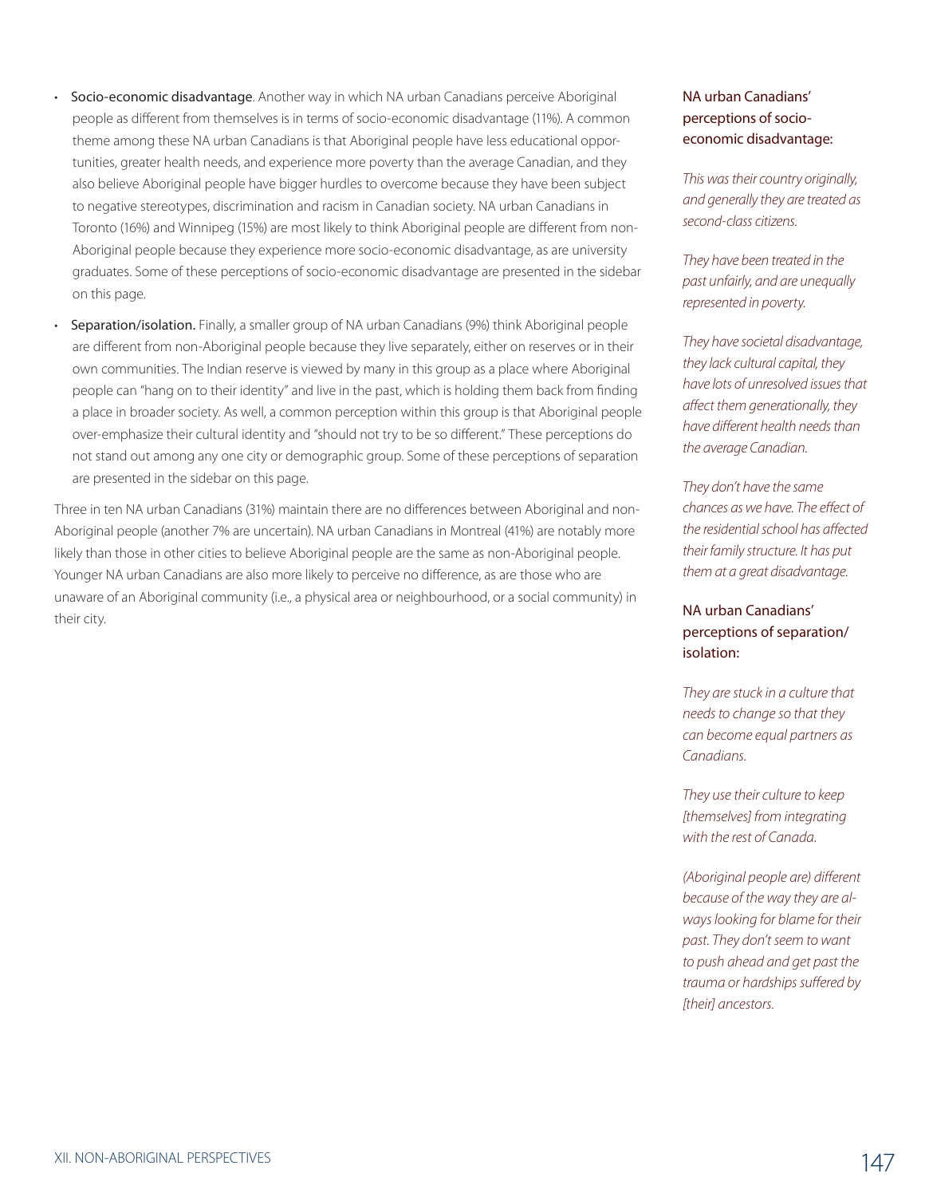- **Socio-economic disadvantage**. Another way in which NA urban Canadians perceive Aboriginal people as different from themselves is in terms of socio-economic disadvantage (11%). A common theme among these NA urban Canadians is that Aboriginal people have less educational opportunities, greater health needs, and experience more poverty than the average Canadian, and they also believe Aboriginal people have bigger hurdles to overcome because they have been subject to negative stereotypes, discrimination and racism in Canadian society. NA urban Canadians in Toronto (16%) and Winnipeg (15%) are most likely to think Aboriginal people are different from non-Aboriginal people because they experience more socio-economic disadvantage, as are university graduates. Some of these perceptions of socio-economic disadvantage are presented in the sidebar on this page.
- **Separation/isolation.** Finally, a smaller group of NA urban Canadians (9%) think Aboriginal people are different from non-Aboriginal people because they live separately, either on reserves or in their own communities. The Indian reserve is viewed by many in this group as a place where Aboriginal people can "hang on to their identity" and live in the past, which is holding them back from finding a place in broader society. As well, a common perception within this group is that Aboriginal people over-emphasize their cultural identity and "should not try to be so different." These perceptions do not stand out among any one city or demographic group. Some of these perceptions of separation are presented in the sidebar on this page.

Three in ten NA urban Canadians (31%) maintain there are no differences between Aboriginal and non-Aboriginal people (another 7% are uncertain). NA urban Canadians in Montreal (41%) are notably more likely than those in other cities to believe Aboriginal people are the same as non-Aboriginal people. Younger NA urban Canadians are also more likely to perceive no difference, as are those who are unaware of an Aboriginal community (i.e., a physical area or neighbourhood, or a social community) in their city.

### NA urban Canadians' perceptions of socio-economic disadvantage:

*This was their country originally, and generally they are treated as second-class citizens.*

*They have been treated in the past unfairly, and are unequally represented in poverty.*

*They have societal disadvantage, they lack cultural capital, they have lots of unresolved issues that affect them generationally, they have different health needs than the average Canadian.*

*They don't have the same chances as we have. The effect of the residential school has affected their family structure. It has put them at a great disadvantage.*

### NA urban Canadians' perceptions of separation/isolation:

*They are stuck in a culture that needs to change so that they can become equal partners as Canadians.*

*They use their culture to keep [themselves] from integrating with the rest of Canada.*

*(Aboriginal people are) different because of the way they are always looking for blame for their past. They don't seem to want to push ahead and get past the trauma or hardships suffered by [their] ancestors.*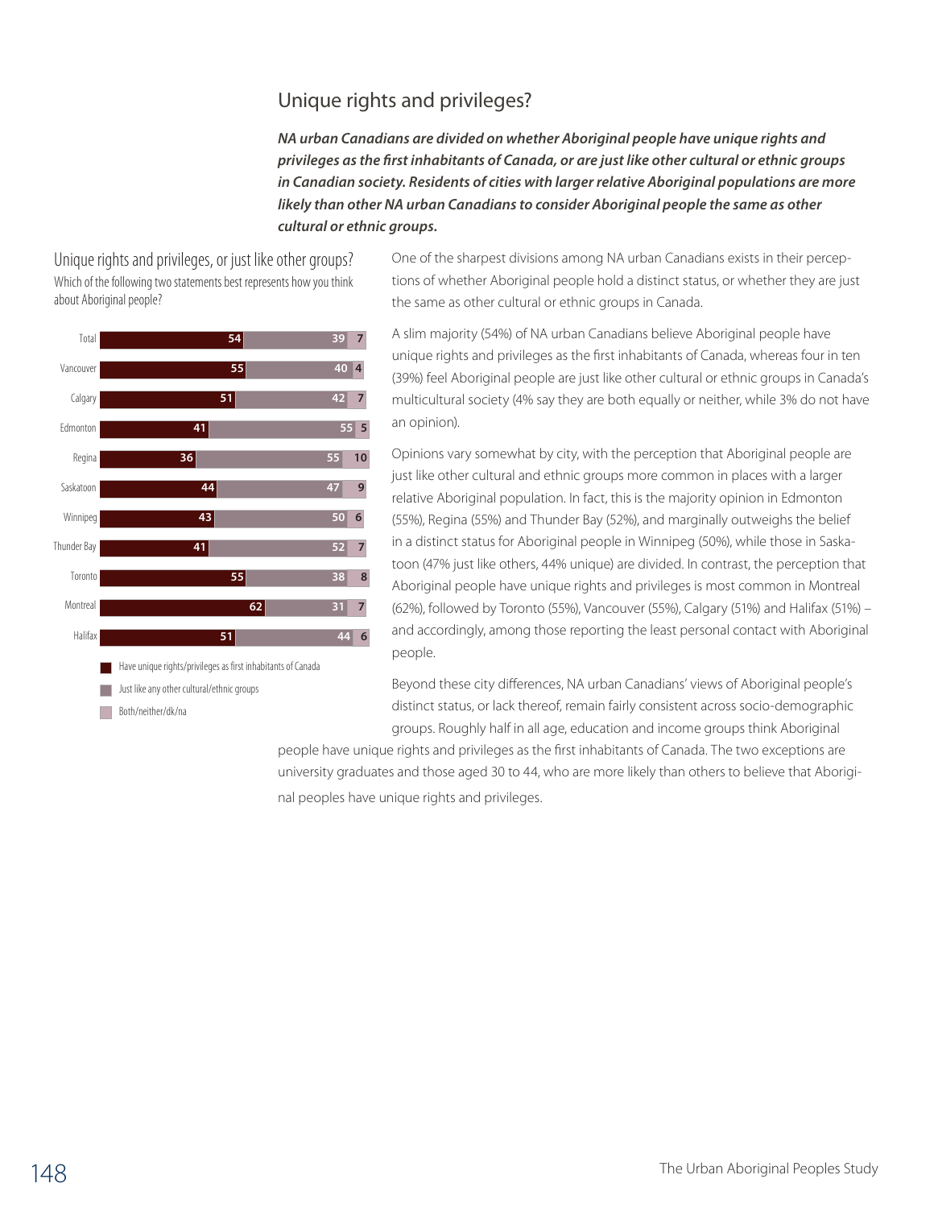## Unique rights and privileges?

***NA urban Canadians are divided on whether Aboriginal people have unique rights and privileges as the first inhabitants of Canada, or are just like other cultural or ethnic groups in Canadian society. Residents of cities with larger relative Aboriginal populations are more likely than other NA urban Canadians to consider Aboriginal people the same as other cultural or ethnic groups.***

### Unique rights and privileges, or just like other groups?

Which of the following two statements best represents how you think about Aboriginal people?

| | Have unique rights/privileges as first inhabitants of Canada | Just like any other cultural/ethnic groups | Both/neither/dk/na |
|---|---|---|---|
| Total | 54 | 39 | 7 |
| Vancouver | 55 | 40 | 4 |
| Calgary | 51 | 42 | 7 |
| Edmonton | 41 | 55 | 5 |
| Regina | 36 | 55 | 10 |
| Saskatoon | 44 | 47 | 9 |
| Winnipeg | 43 | 50 | 6 |
| Thunder Bay | 41 | 52 | 7 |
| Toronto | 55 | 38 | 8 |
| Montreal | 62 | 31 | 7 |
| Halifax | 51 | 44 | 6 |

One of the sharpest divisions among NA urban Canadians exists in their perceptions of whether Aboriginal people hold a distinct status, or whether they are just the same as other cultural or ethnic groups in Canada.

A slim majority (54%) of NA urban Canadians believe Aboriginal people have unique rights and privileges as the first inhabitants of Canada, whereas four in ten (39%) feel Aboriginal people are just like other cultural or ethnic groups in Canada's multicultural society (4% say they are both equally or neither, while 3% do not have an opinion).

Opinions vary somewhat by city, with the perception that Aboriginal people are just like other cultural and ethnic groups more common in places with a larger relative Aboriginal population. In fact, this is the majority opinion in Edmonton (55%), Regina (55%) and Thunder Bay (52%), and marginally outweighs the belief in a distinct status for Aboriginal people in Winnipeg (50%), while those in Saskatoon (47% just like others, 44% unique) are divided. In contrast, the perception that Aboriginal people have unique rights and privileges is most common in Montreal (62%), followed by Toronto (55%), Vancouver (55%), Calgary (51%) and Halifax (51%) – and accordingly, among those reporting the least personal contact with Aboriginal people.

Beyond these city differences, NA urban Canadians' views of Aboriginal people's distinct status, or lack thereof, remain fairly consistent across socio-demographic groups. Roughly half in all age, education and income groups think Aboriginal people have unique rights and privileges as the first inhabitants of Canada. The two exceptions are university graduates and those aged 30 to 44, who are more likely than others to believe that Aboriginal peoples have unique rights and privileges.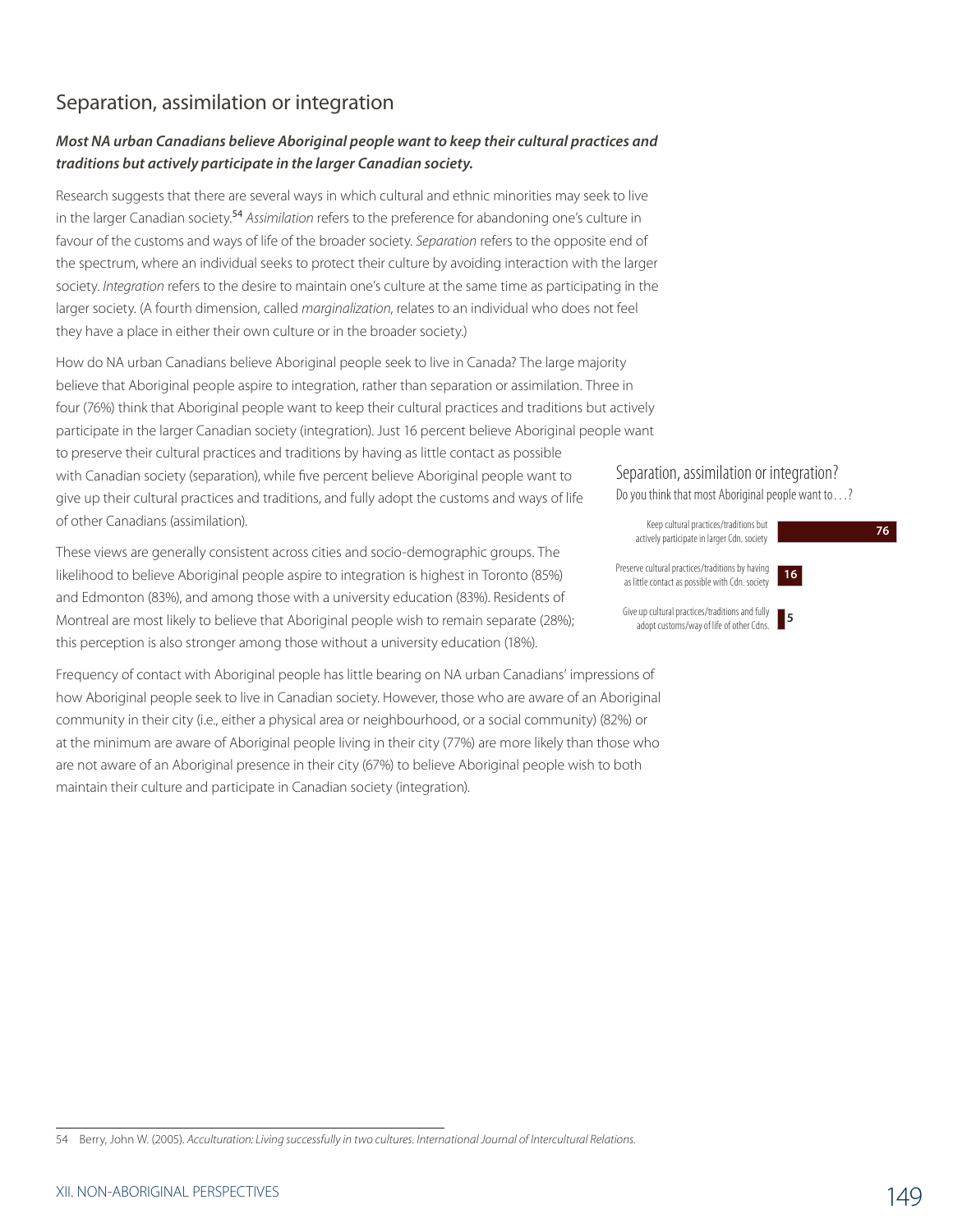## Separation, assimilation or integration

***Most NA urban Canadians believe Aboriginal people want to keep their cultural practices and traditions but actively participate in the larger Canadian society.***

Research suggests that there are several ways in which cultural and ethnic minorities may seek to live in the larger Canadian society.[54] *Assimilation* refers to the preference for abandoning one's culture in favour of the customs and ways of life of the broader society. *Separation* refers to the opposite end of the spectrum, where an individual seeks to protect their culture by avoiding interaction with the larger society. *Integration* refers to the desire to maintain one's culture at the same time as participating in the larger society. (A fourth dimension, called *marginalization*, relates to an individual who does not feel they have a place in either their own culture or in the broader society.)

How do NA urban Canadians believe Aboriginal people seek to live in Canada? The large majority believe that Aboriginal people aspire to integration, rather than separation or assimilation. Three in four (76%) think that Aboriginal people want to keep their cultural practices and traditions but actively participate in the larger Canadian society (integration). Just 16 percent believe Aboriginal people want to preserve their cultural practices and traditions by having as little contact as possible with Canadian society (separation), while five percent believe Aboriginal people want to give up their cultural practices and traditions, and fully adopt the customs and ways of life of other Canadians (assimilation).

### Separation, assimilation or integration?

Do you think that most Aboriginal people want to . . .?

| Response | % |
|---|---|
| Keep cultural practices/traditions but actively participate in larger Cdn. society | 76 |
| Preserve cultural practices/traditions by having as little contact as possible with Cdn. society | 16 |
| Give up cultural practices/traditions and fully adopt customs/way of life of other Cdns. | 5 |

These views are generally consistent across cities and socio-demographic groups. The likelihood to believe Aboriginal people aspire to integration is highest in Toronto (85%) and Edmonton (83%), and among those with a university education (83%). Residents of Montreal are most likely to believe that Aboriginal people wish to remain separate (28%); this perception is also stronger among those without a university education (18%).

Frequency of contact with Aboriginal people has little bearing on NA urban Canadians' impressions of how Aboriginal people seek to live in Canadian society. However, those who are aware of an Aboriginal community in their city (i.e., either a physical area or neighbourhood, or a social community) (82%) or at the minimum are aware of Aboriginal people living in their city (77%) are more likely than those who are not aware of an Aboriginal presence in their city (67%) to believe Aboriginal people wish to both maintain their culture and participate in Canadian society (integration).

---

54 Berry, John W. (2005). *Acculturation: Living successfully in two cultures. International Journal of Intercultural Relations.*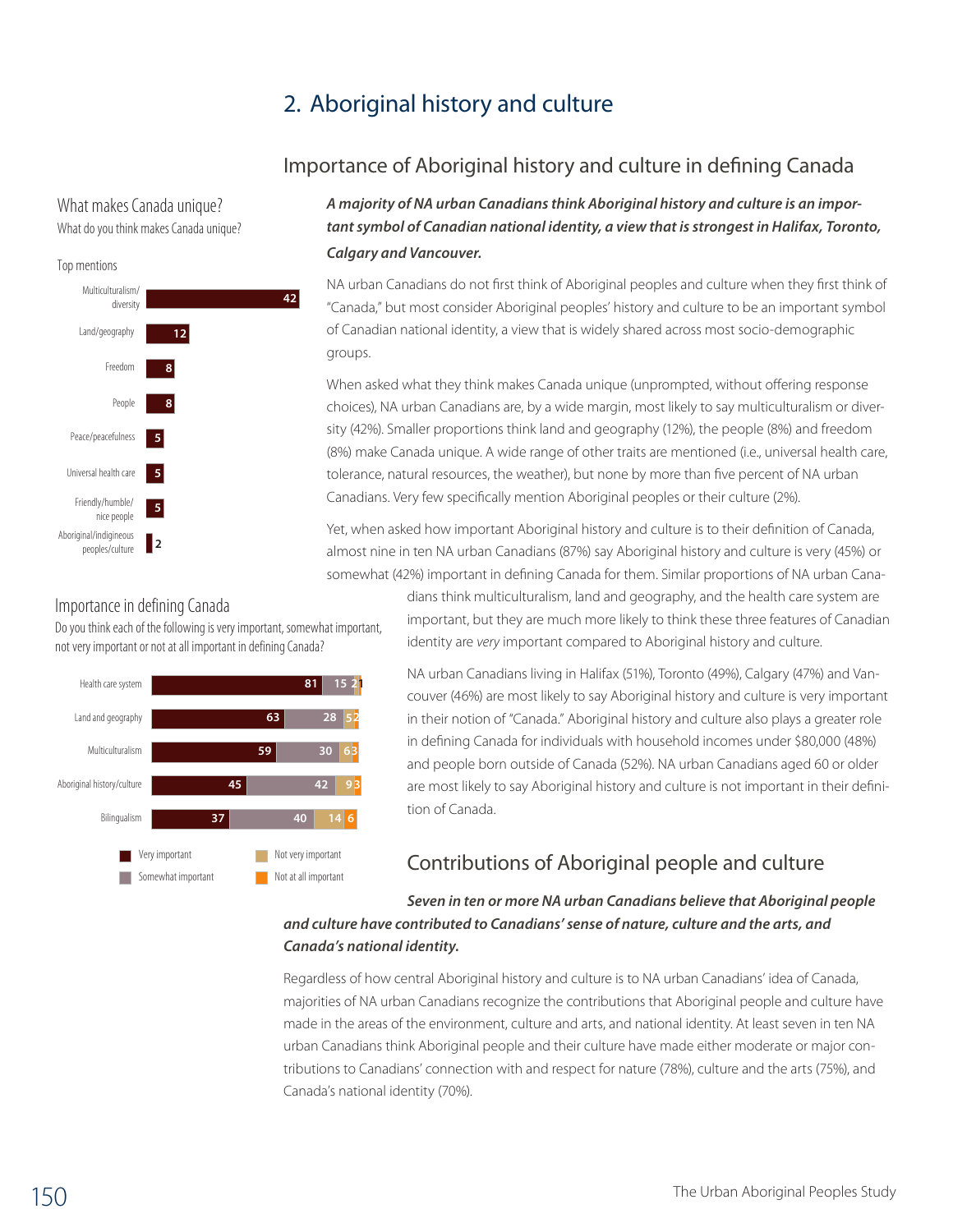## 2. Aboriginal history and culture

### Importance of Aboriginal history and culture in defining Canada

**What makes Canada unique?**

What do you think makes Canada unique?

Top mentions

| Mention | % |
|---|---|
| Multiculturalism/diversity | 42 |
| Land/geography | 12 |
| Freedom | 8 |
| People | 8 |
| Peace/peacefulness | 5 |
| Universal health care | 5 |
| Friendly/humble/nice people | 5 |
| Aboriginal/indigineous peoples/culture | 2 |

***A majority of NA urban Canadians think Aboriginal history and culture is an important symbol of Canadian national identity, a view that is strongest in Halifax, Toronto, Calgary and Vancouver.***

NA urban Canadians do not first think of Aboriginal peoples and culture when they first think of "Canada," but most consider Aboriginal peoples' history and culture to be an important symbol of Canadian national identity, a view that is widely shared across most socio-demographic groups.

When asked what they think makes Canada unique (unprompted, without offering response choices), NA urban Canadians are, by a wide margin, most likely to say multiculturalism or diversity (42%). Smaller proportions think land and geography (12%), the people (8%) and freedom (8%) make Canada unique. A wide range of other traits are mentioned (i.e., universal health care, tolerance, natural resources, the weather), but none by more than five percent of NA urban Canadians. Very few specifically mention Aboriginal peoples or their culture (2%).

Yet, when asked how important Aboriginal history and culture is to their definition of Canada, almost nine in ten NA urban Canadians (87%) say Aboriginal history and culture is very (45%) or somewhat (42%) important in defining Canada for them. Similar proportions of NA urban Canadians think multiculturalism, land and geography, and the health care system are important, but they are much more likely to think these three features of Canadian identity are *very* important compared to Aboriginal history and culture.

**Importance in defining Canada**

Do you think each of the following is very important, somewhat important, not very important or not at all important in defining Canada?

| | Very important | Somewhat important | Not very important | Not at all important |
|---|---|---|---|---|
| Health care system | 81 | 15 | 2 | 1 |
| Land and geography | 63 | 28 | 5 | 2 |
| Multiculturalism | 59 | 30 | 6 | 3 |
| Aboriginal history/culture | 45 | 42 | 9 | 3 |
| Bilingualism | 37 | 40 | 14 | 6 |

NA urban Canadians living in Halifax (51%), Toronto (49%), Calgary (47%) and Vancouver (46%) are most likely to say Aboriginal history and culture is very important in their notion of "Canada." Aboriginal history and culture also plays a greater role in defining Canada for individuals with household incomes under $80,000 (48%) and people born outside of Canada (52%). NA urban Canadians aged 60 or older are most likely to say Aboriginal history and culture is not important in their definition of Canada.

### Contributions of Aboriginal people and culture

***Seven in ten or more NA urban Canadians believe that Aboriginal people and culture have contributed to Canadians' sense of nature, culture and the arts, and Canada's national identity.***

Regardless of how central Aboriginal history and culture is to NA urban Canadians' idea of Canada, majorities of NA urban Canadians recognize the contributions that Aboriginal people and culture have made in the areas of the environment, culture and arts, and national identity. At least seven in ten NA urban Canadians think Aboriginal people and their culture have made either moderate or major contributions to Canadians' connection with and respect for nature (78%), culture and the arts (75%), and Canada's national identity (70%).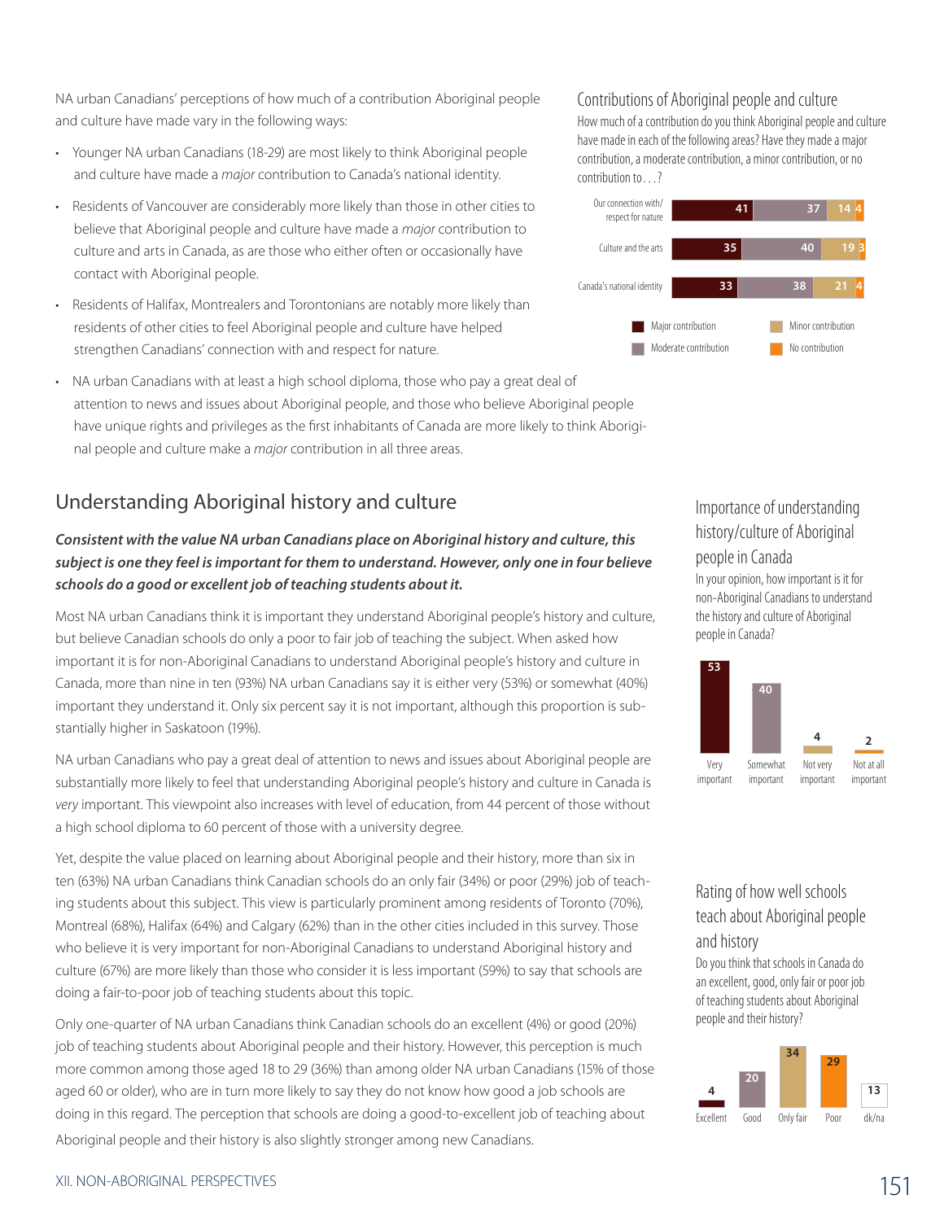NA urban Canadians' perceptions of how much of a contribution Aboriginal people and culture have made vary in the following ways:

- Younger NA urban Canadians (18-29) are most likely to think Aboriginal people and culture have made a *major* contribution to Canada's national identity.
- Residents of Vancouver are considerably more likely than those in other cities to believe that Aboriginal people and culture have made a *major* contribution to culture and arts in Canada, as are those who either often or occasionally have contact with Aboriginal people.
- Residents of Halifax, Montrealers and Torontonians are notably more likely than residents of other cities to feel Aboriginal people and culture have helped strengthen Canadians' connection with and respect for nature.
- NA urban Canadians with at least a high school diploma, those who pay a great deal of attention to news and issues about Aboriginal people, and those who believe Aboriginal people have unique rights and privileges as the first inhabitants of Canada are more likely to think Aboriginal people and culture make a *major* contribution in all three areas.

### Contributions of Aboriginal people and culture

How much of a contribution do you think Aboriginal people and culture have made in each of the following areas? Have they made a major contribution, a moderate contribution, a minor contribution, or no contribution to . . . ?

| | Major contribution | Moderate contribution | Minor contribution | No contribution |
|---|---|---|---|---|
| Our connection with/respect for nature | 41 | 37 | 14 | 4 |
| Culture and the arts | 35 | 40 | 19 | 3 |
| Canada's national identity | 33 | 38 | 21 | 4 |

## Understanding Aboriginal history and culture

***Consistent with the value NA urban Canadians place on Aboriginal history and culture, this subject is one they feel is important for them to understand. However, only one in four believe schools do a good or excellent job of teaching students about it.***

Most NA urban Canadians think it is important they understand Aboriginal people's history and culture, but believe Canadian schools do only a poor to fair job of teaching the subject. When asked how important it is for non-Aboriginal Canadians to understand Aboriginal people's history and culture in Canada, more than nine in ten (93%) NA urban Canadians say it is either very (53%) or somewhat (40%) important they understand it. Only six percent say it is not important, although this proportion is substantially higher in Saskatoon (19%).

NA urban Canadians who pay a great deal of attention to news and issues about Aboriginal people are substantially more likely to feel that understanding Aboriginal people's history and culture in Canada is *very* important. This viewpoint also increases with level of education, from 44 percent of those without a high school diploma to 60 percent of those with a university degree.

Yet, despite the value placed on learning about Aboriginal people and their history, more than six in ten (63%) NA urban Canadians think Canadian schools do an only fair (34%) or poor (29%) job of teaching students about this subject. This view is particularly prominent among residents of Toronto (70%), Montreal (68%), Halifax (64%) and Calgary (62%) than in the other cities included in this survey. Those who believe it is very important for non-Aboriginal Canadians to understand Aboriginal history and culture (67%) are more likely than those who consider it is less important (59%) to say that schools are doing a fair-to-poor job of teaching students about this topic.

Only one-quarter of NA urban Canadians think Canadian schools do an excellent (4%) or good (20%) job of teaching students about Aboriginal people and their history. However, this perception is much more common among those aged 18 to 29 (36%) than among older NA urban Canadians (15% of those aged 60 or older), who are in turn more likely to say they do not know how good a job schools are doing in this regard. The perception that schools are doing a good-to-excellent job of teaching about Aboriginal people and their history is also slightly stronger among new Canadians.

### Importance of understanding history/culture of Aboriginal people in Canada

In your opinion, how important is it for non-Aboriginal Canadians to understand the history and culture of Aboriginal people in Canada?

| Very important | Somewhat important | Not very important | Not at all important |
|---|---|---|---|
| 53 | 40 | 4 | 2 |

### Rating of how well schools teach about Aboriginal people and history

Do you think that schools in Canada do an excellent, good, only fair or poor job of teaching students about Aboriginal people and their history?

| Excellent | Good | Only fair | Poor | dk/na |
|---|---|---|---|---|
| 4 | 20 | 34 | 29 | 13 |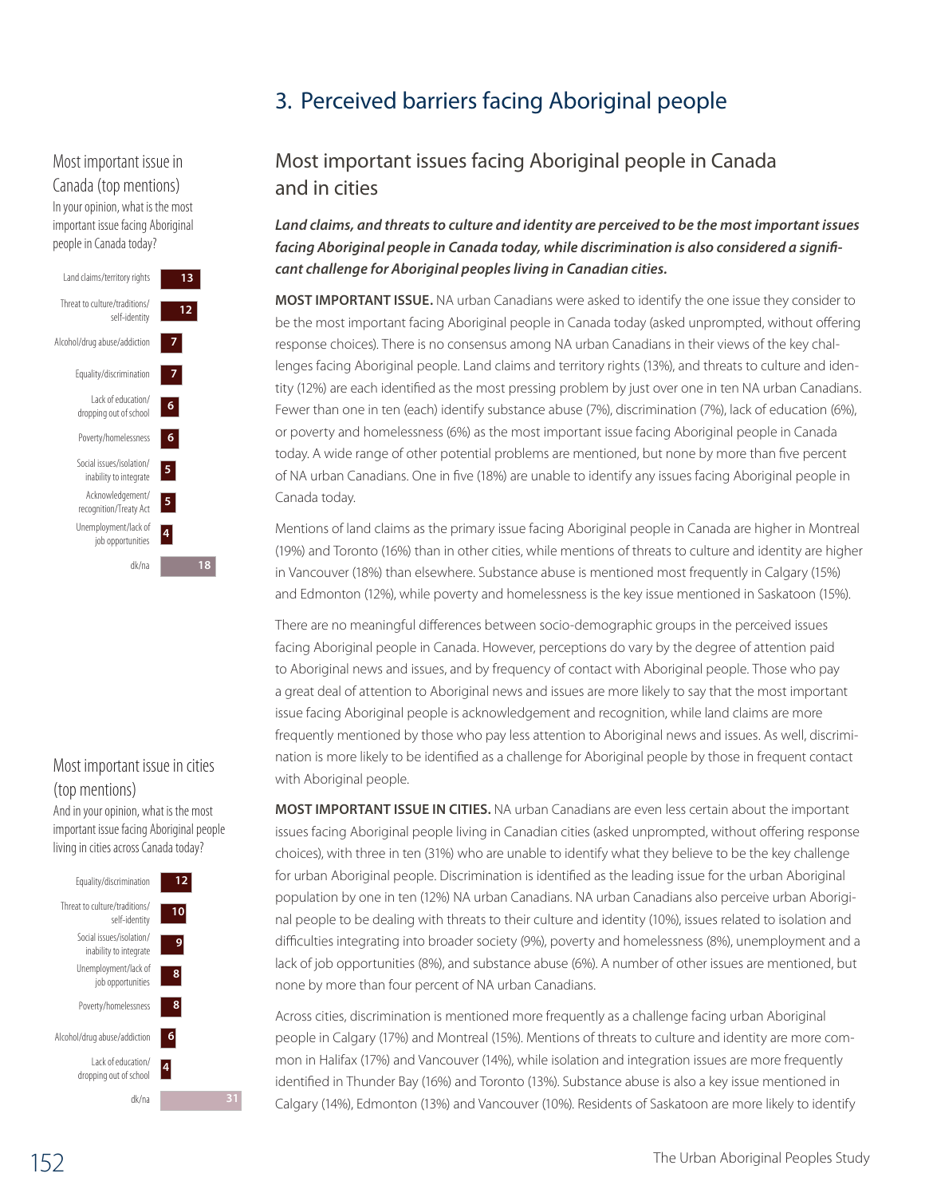# 3. Perceived barriers facing Aboriginal people

## Most important issues facing Aboriginal people in Canada and in cities

***Land claims, and threats to culture and identity are perceived to be the most important issues facing Aboriginal people in Canada today, while discrimination is also considered a significant challenge for Aboriginal peoples living in Canadian cities.***

**MOST IMPORTANT ISSUE.** NA urban Canadians were asked to identify the one issue they consider to be the most important facing Aboriginal people in Canada today (asked unprompted, without offering response choices). There is no consensus among NA urban Canadians in their views of the key challenges facing Aboriginal people. Land claims and territory rights (13%), and threats to culture and identity (12%) are each identified as the most pressing problem by just over one in ten NA urban Canadians. Fewer than one in ten (each) identify substance abuse (7%), discrimination (7%), lack of education (6%), or poverty and homelessness (6%) as the most important issue facing Aboriginal people in Canada today. A wide range of other potential problems are mentioned, but none by more than five percent of NA urban Canadians. One in five (18%) are unable to identify any issues facing Aboriginal people in Canada today.

Mentions of land claims as the primary issue facing Aboriginal people in Canada are higher in Montreal (19%) and Toronto (16%) than in other cities, while mentions of threats to culture and identity are higher in Vancouver (18%) than elsewhere. Substance abuse is mentioned most frequently in Calgary (15%) and Edmonton (12%), while poverty and homelessness is the key issue mentioned in Saskatoon (15%).

There are no meaningful differences between socio-demographic groups in the perceived issues facing Aboriginal people in Canada. However, perceptions do vary by the degree of attention paid to Aboriginal news and issues, and by frequency of contact with Aboriginal people. Those who pay a great deal of attention to Aboriginal news and issues are more likely to say that the most important issue facing Aboriginal people is acknowledgement and recognition, while land claims are more frequently mentioned by those who pay less attention to Aboriginal news and issues. As well, discrimination is more likely to be identified as a challenge for Aboriginal people by those in frequent contact with Aboriginal people.

**Most important issue in Canada (top mentions)**
In your opinion, what is the most important issue facing Aboriginal people in Canada today?

| Issue | % |
|---|---|
| Land claims/territory rights | 13 |
| Threat to culture/traditions/self-identity | 12 |
| Alcohol/drug abuse/addiction | 7 |
| Equality/discrimination | 7 |
| Lack of education/dropping out of school | 6 |
| Poverty/homelessness | 6 |
| Social issues/isolation/inability to integrate | 5 |
| Acknowledgement/recognition/Treaty Act | 5 |
| Unemployment/lack of job opportunities | 4 |
| dk/na | 18 |

**MOST IMPORTANT ISSUE IN CITIES.** NA urban Canadians are even less certain about the important issues facing Aboriginal people living in Canadian cities (asked unprompted, without offering response choices), with three in ten (31%) who are unable to identify what they believe to be the key challenge for urban Aboriginal people. Discrimination is identified as the leading issue for the urban Aboriginal population by one in ten (12%) NA urban Canadians. NA urban Canadians also perceive urban Aboriginal people to be dealing with threats to their culture and identity (10%), issues related to isolation and difficulties integrating into broader society (9%), poverty and homelessness (8%), unemployment and a lack of job opportunities (8%), and substance abuse (6%). A number of other issues are mentioned, but none by more than four percent of NA urban Canadians.

Across cities, discrimination is mentioned more frequently as a challenge facing urban Aboriginal people in Calgary (17%) and Montreal (15%). Mentions of threats to culture and identity are more common in Halifax (17%) and Vancouver (14%), while isolation and integration issues are more frequently identified in Thunder Bay (16%) and Toronto (13%). Substance abuse is also a key issue mentioned in Calgary (14%), Edmonton (13%) and Vancouver (10%). Residents of Saskatoon are more likely to identify

**Most important issue in cities (top mentions)**
And in your opinion, what is the most important issue facing Aboriginal people living in cities across Canada today?

| Issue | % |
|---|---|
| Equality/discrimination | 12 |
| Threat to culture/traditions/self-identity | 10 |
| Social issues/isolation/inability to integrate | 9 |
| Unemployment/lack of job opportunities | 8 |
| Poverty/homelessness | 8 |
| Alcohol/drug abuse/addiction | 6 |
| Lack of education/dropping out of school | 4 |
| dk/na | 31 |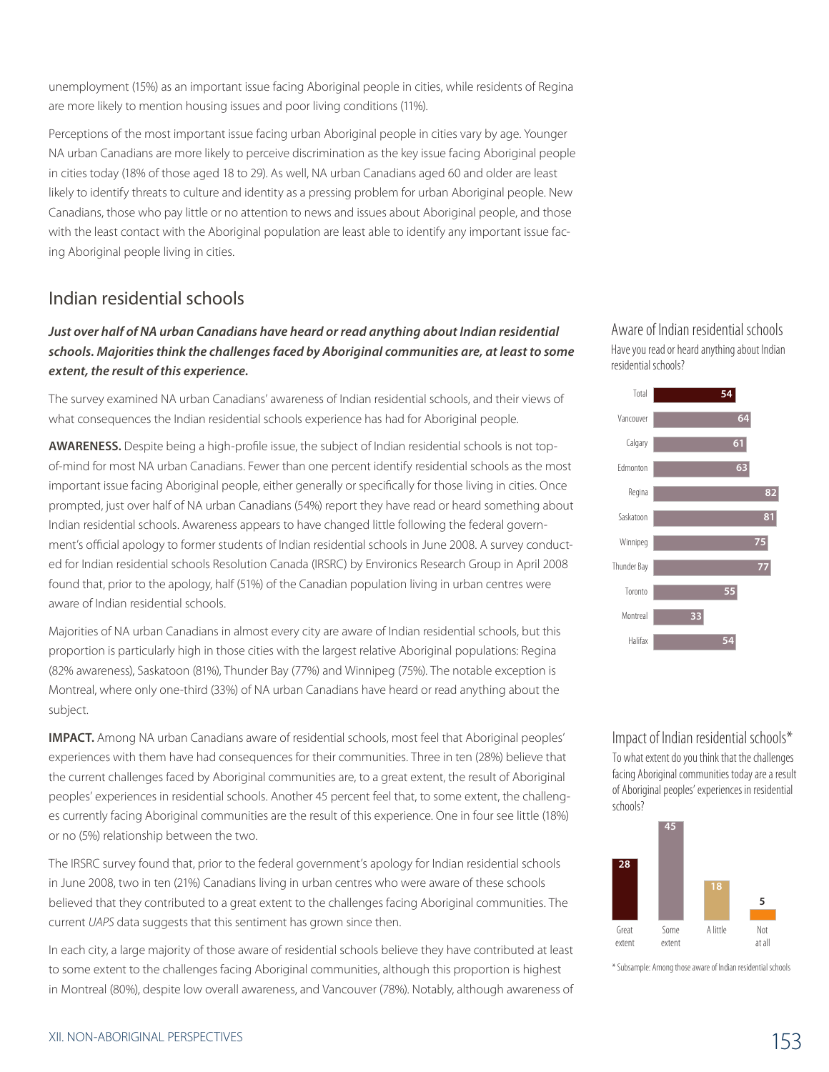unemployment (15%) as an important issue facing Aboriginal people in cities, while residents of Regina are more likely to mention housing issues and poor living conditions (11%).

Perceptions of the most important issue facing urban Aboriginal people in cities vary by age. Younger NA urban Canadians are more likely to perceive discrimination as the key issue facing Aboriginal people in cities today (18% of those aged 18 to 29). As well, NA urban Canadians aged 60 and older are least likely to identify threats to culture and identity as a pressing problem for urban Aboriginal people. New Canadians, those who pay little or no attention to news and issues about Aboriginal people, and those with the least contact with the Aboriginal population are least able to identify any important issue facing Aboriginal people living in cities.

## Indian residential schools

***Just over half of NA urban Canadians have heard or read anything about Indian residential schools. Majorities think the challenges faced by Aboriginal communities are, at least to some extent, the result of this experience.***

The survey examined NA urban Canadians' awareness of Indian residential schools, and their views of what consequences the Indian residential schools experience has had for Aboriginal people.

**AWARENESS.** Despite being a high-profile issue, the subject of Indian residential schools is not top-of-mind for most NA urban Canadians. Fewer than one percent identify residential schools as the most important issue facing Aboriginal people, either generally or specifically for those living in cities. Once prompted, just over half of NA urban Canadians (54%) report they have read or heard something about Indian residential schools. Awareness appears to have changed little following the federal government's official apology to former students of Indian residential schools in June 2008. A survey conducted for Indian residential schools Resolution Canada (IRSRC) by Environics Research Group in April 2008 found that, prior to the apology, half (51%) of the Canadian population living in urban centres were aware of Indian residential schools.

Majorities of NA urban Canadians in almost every city are aware of Indian residential schools, but this proportion is particularly high in those cities with the largest relative Aboriginal populations: Regina (82% awareness), Saskatoon (81%), Thunder Bay (77%) and Winnipeg (75%). The notable exception is Montreal, where only one-third (33%) of NA urban Canadians have heard or read anything about the subject.

**IMPACT.** Among NA urban Canadians aware of residential schools, most feel that Aboriginal peoples' experiences with them have had consequences for their communities. Three in ten (28%) believe that the current challenges faced by Aboriginal communities are, to a great extent, the result of Aboriginal peoples' experiences in residential schools. Another 45 percent feel that, to some extent, the challenges currently facing Aboriginal communities are the result of this experience. One in four see little (18%) or no (5%) relationship between the two.

The IRSRC survey found that, prior to the federal government's apology for Indian residential schools in June 2008, two in ten (21%) Canadians living in urban centres who were aware of these schools believed that they contributed to a great extent to the challenges facing Aboriginal communities. The current *UAPS* data suggests that this sentiment has grown since then.

In each city, a large majority of those aware of residential schools believe they have contributed at least to some extent to the challenges facing Aboriginal communities, although this proportion is highest in Montreal (80%), despite low overall awareness, and Vancouver (78%). Notably, although awareness of

### Aware of Indian residential schools

Have you read or heard anything about Indian residential schools?

| | % |
|---|---|
| Total | 54 |
| Vancouver | 64 |
| Calgary | 61 |
| Edmonton | 63 |
| Regina | 82 |
| Saskatoon | 81 |
| Winnipeg | 75 |
| Thunder Bay | 77 |
| Toronto | 55 |
| Montreal | 33 |
| Halifax | 54 |

### Impact of Indian residential schools*

To what extent do you think that the challenges facing Aboriginal communities today are a result of Aboriginal peoples' experiences in residential schools?

| Great extent | Some extent | A little | Not at all |
|---|---|---|---|
| 28 | 45 | 18 | 5 |

\* Subsample: Among those aware of Indian residential schools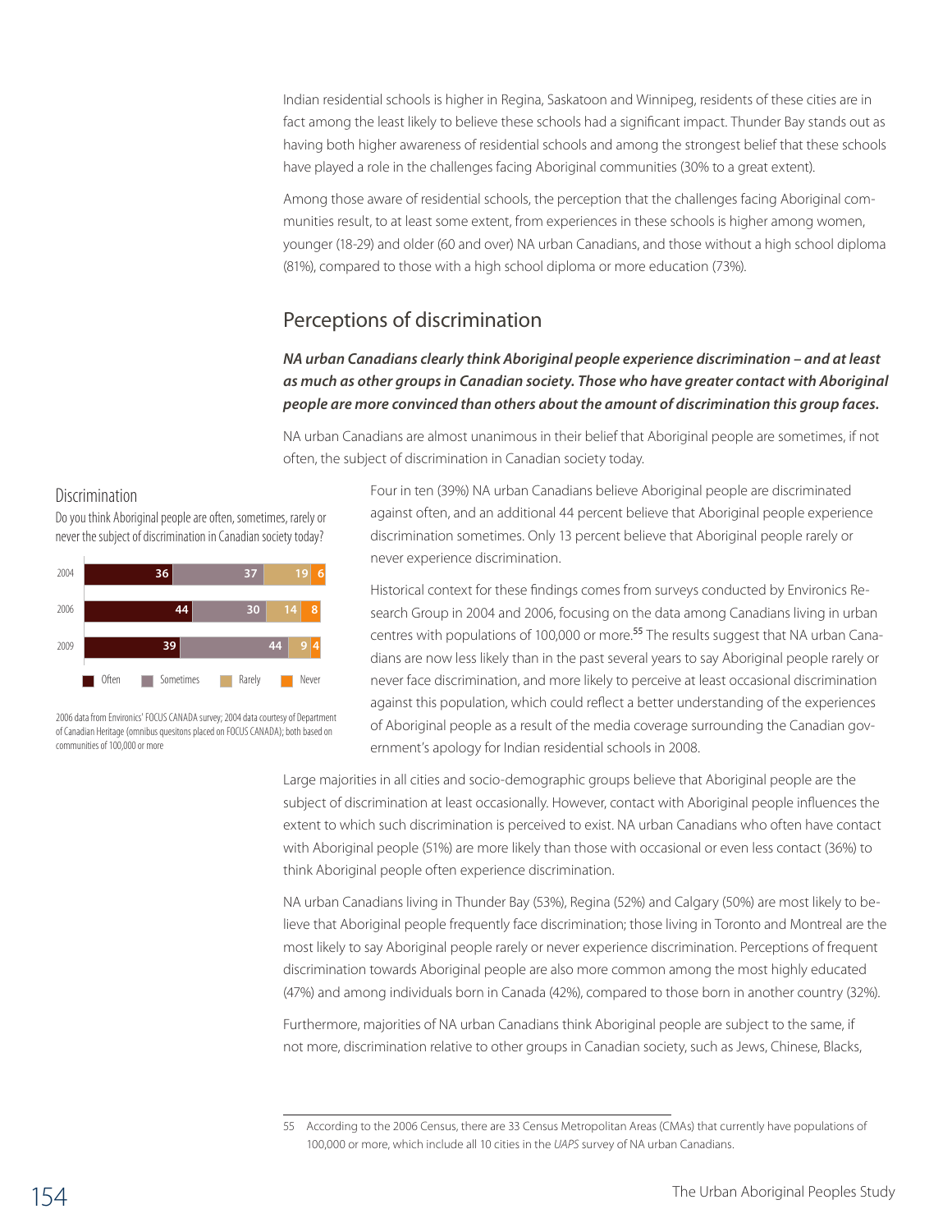Indian residential schools is higher in Regina, Saskatoon and Winnipeg, residents of these cities are in fact among the least likely to believe these schools had a significant impact. Thunder Bay stands out as having both higher awareness of residential schools and among the strongest belief that these schools have played a role in the challenges facing Aboriginal communities (30% to a great extent).

Among those aware of residential schools, the perception that the challenges facing Aboriginal communities result, to at least some extent, from experiences in these schools is higher among women, younger (18-29) and older (60 and over) NA urban Canadians, and those without a high school diploma (81%), compared to those with a high school diploma or more education (73%).

## Perceptions of discrimination

***NA urban Canadians clearly think Aboriginal people experience discrimination – and at least as much as other groups in Canadian society. Those who have greater contact with Aboriginal people are more convinced than others about the amount of discrimination this group faces.***

NA urban Canadians are almost unanimous in their belief that Aboriginal people are sometimes, if not often, the subject of discrimination in Canadian society today.

### Discrimination

Do you think Aboriginal people are often, sometimes, rarely or never the subject of discrimination in Canadian society today?

| | Often | Sometimes | Rarely | Never |
|---|---|---|---|---|
| 2004 | 36 | 37 | 19 | 6 |
| 2006 | 44 | 30 | 14 | 8 |
| 2009 | 39 | 44 | 9 | 4 |

2006 data from Environics' FOCUS CANADA survey; 2004 data courtesy of Department of Canadian Heritage (omnibus quesitons placed on FOCUS CANADA); both based on communities of 100,000 or more

Four in ten (39%) NA urban Canadians believe Aboriginal people are discriminated against often, and an additional 44 percent believe that Aboriginal people experience discrimination sometimes. Only 13 percent believe that Aboriginal people rarely or never experience discrimination.

Historical context for these findings comes from surveys conducted by Environics Research Group in 2004 and 2006, focusing on the data among Canadians living in urban centres with populations of 100,000 or more.[55] The results suggest that NA urban Canadians are now less likely than in the past several years to say Aboriginal people rarely or never face discrimination, and more likely to perceive at least occasional discrimination against this population, which could reflect a better understanding of the experiences of Aboriginal people as a result of the media coverage surrounding the Canadian government's apology for Indian residential schools in 2008.

Large majorities in all cities and socio-demographic groups believe that Aboriginal people are the subject of discrimination at least occasionally. However, contact with Aboriginal people influences the extent to which such discrimination is perceived to exist. NA urban Canadians who often have contact with Aboriginal people (51%) are more likely than those with occasional or even less contact (36%) to think Aboriginal people often experience discrimination.

NA urban Canadians living in Thunder Bay (53%), Regina (52%) and Calgary (50%) are most likely to believe that Aboriginal people frequently face discrimination; those living in Toronto and Montreal are the most likely to say Aboriginal people rarely or never experience discrimination. Perceptions of frequent discrimination towards Aboriginal people are also more common among the most highly educated (47%) and among individuals born in Canada (42%), compared to those born in another country (32%).

Furthermore, majorities of NA urban Canadians think Aboriginal people are subject to the same, if not more, discrimination relative to other groups in Canadian society, such as Jews, Chinese, Blacks,

---

55 According to the 2006 Census, there are 33 Census Metropolitan Areas (CMAs) that currently have populations of 100,000 or more, which include all 10 cities in the *UAPS* survey of NA urban Canadians.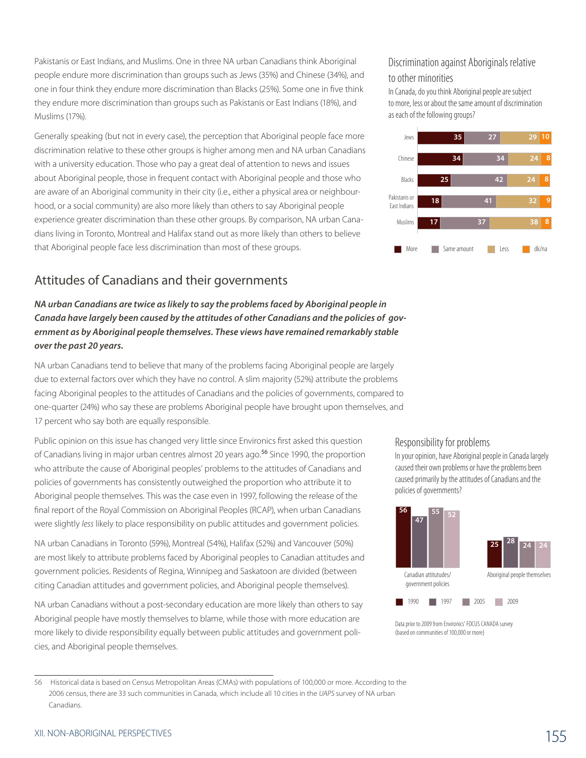Pakistanis or East Indians, and Muslims. One in three NA urban Canadians think Aboriginal people endure more discrimination than groups such as Jews (35%) and Chinese (34%), and one in four think they endure more discrimination than Blacks (25%). Some one in five think they endure more discrimination than groups such as Pakistanis or East Indians (18%), and Muslims (17%).

Generally speaking (but not in every case), the perception that Aboriginal people face more discrimination relative to these other groups is higher among men and NA urban Canadians with a university education. Those who pay a great deal of attention to news and issues about Aboriginal people, those in frequent contact with Aboriginal people and those who are aware of an Aboriginal community in their city (i.e., either a physical area or neighbourhood, or a social community) are also more likely than others to say Aboriginal people experience greater discrimination than these other groups. By comparison, NA urban Canadians living in Toronto, Montreal and Halifax stand out as more likely than others to believe that Aboriginal people face less discrimination than most of these groups.

### Discrimination against Aboriginals relative to other minorities

In Canada, do you think Aboriginal people are subject to more, less or about the same amount of discrimination as each of the following groups?

| | More | Same amount | Less | dk/na |
|---|---|---|---|---|
| Jews | 35 | 27 | 29 | 10 |
| Chinese | 34 | 34 | 24 | 8 |
| Blacks | 25 | 42 | 24 | 8 |
| Pakistanis or East Indians | 18 | 41 | 32 | 9 |
| Muslims | 17 | 37 | 38 | 8 |

## Attitudes of Canadians and their governments

***NA urban Canadians are twice as likely to say the problems faced by Aboriginal people in Canada have largely been caused by the attitudes of other Canadians and the policies of government as by Aboriginal people themselves. These views have remained remarkably stable over the past 20 years.***

NA urban Canadians tend to believe that many of the problems facing Aboriginal people are largely due to external factors over which they have no control. A slim majority (52%) attribute the problems facing Aboriginal peoples to the attitudes of Canadians and the policies of governments, compared to one-quarter (24%) who say these are problems Aboriginal people have brought upon themselves, and 17 percent who say both are equally responsible.

Public opinion on this issue has changed very little since Environics first asked this question of Canadians living in major urban centres almost 20 years ago.[56] Since 1990, the proportion who attribute the cause of Aboriginal peoples' problems to the attitudes of Canadians and policies of governments has consistently outweighed the proportion who attribute it to Aboriginal people themselves. This was the case even in 1997, following the release of the final report of the Royal Commission on Aboriginal Peoples (RCAP), when urban Canadians were slightly *less* likely to place responsibility on public attitudes and government policies.

NA urban Canadians in Toronto (59%), Montreal (54%), Halifax (52%) and Vancouver (50%) are most likely to attribute problems faced by Aboriginal peoples to Canadian attitudes and government policies. Residents of Regina, Winnipeg and Saskatoon are divided (between citing Canadian attitudes and government policies, and Aboriginal people themselves).

NA urban Canadians without a post-secondary education are more likely than others to say Aboriginal people have mostly themselves to blame, while those with more education are more likely to divide responsibility equally between public attitudes and government policies, and Aboriginal people themselves.

### Responsibility for problems

In your opinion, have Aboriginal people in Canada largely caused their own problems or have the problems been caused primarily by the attitudes of Canadians and the policies of governments?

| | 1990 | 1997 | 2005 | 2009 |
|---|---|---|---|---|
| Canadian attitudes/ government policies | 56 | 47 | 55 | 52 |
| Aboriginal people themselves | 25 | 28 | 24 | 24 |

Data prior to 2009 from Environics' FOCUS CANADA survey (based on communities of 100,000 or more)

---

56 Historical data is based on Census Metropolitan Areas (CMAs) with populations of 100,000 or more. According to the 2006 census, there are 33 such communities in Canada, which include all 10 cities in the *UAPS* survey of NA urban Canadians.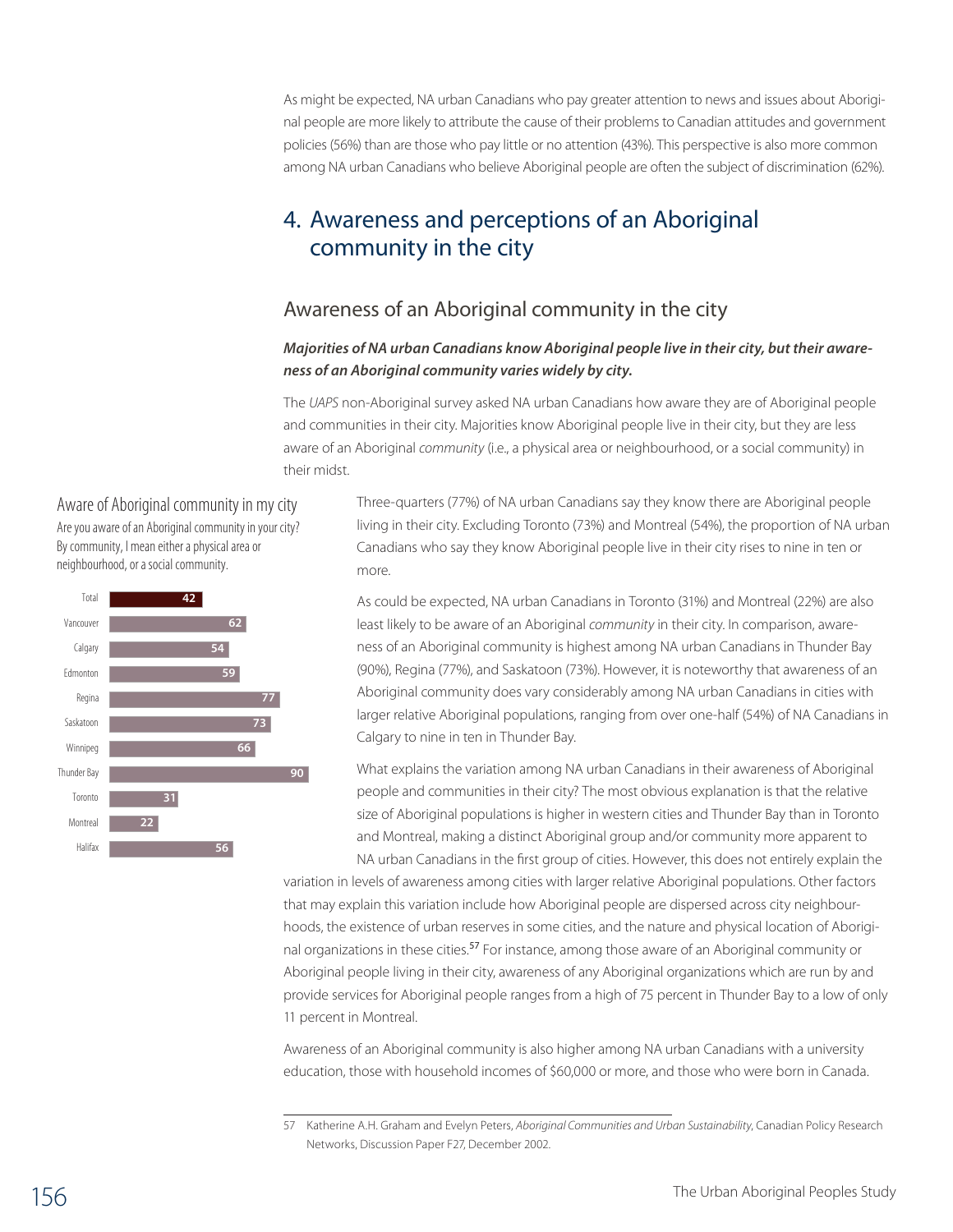As might be expected, NA urban Canadians who pay greater attention to news and issues about Aboriginal people are more likely to attribute the cause of their problems to Canadian attitudes and government policies (56%) than are those who pay little or no attention (43%). This perspective is also more common among NA urban Canadians who believe Aboriginal people are often the subject of discrimination (62%).

## 4. Awareness and perceptions of an Aboriginal community in the city

### Awareness of an Aboriginal community in the city

***Majorities of NA urban Canadians know Aboriginal people live in their city, but their awareness of an Aboriginal community varies widely by city.***

The *UAPS* non-Aboriginal survey asked NA urban Canadians how aware they are of Aboriginal people and communities in their city. Majorities know Aboriginal people live in their city, but they are less aware of an Aboriginal *community* (i.e., a physical area or neighbourhood, or a social community) in their midst.

**Aware of Aboriginal community in my city**

Are you aware of an Aboriginal community in your city? By community, I mean either a physical area or neighbourhood, or a social community.

| City | % |
|---|---|
| Total | 42 |
| Vancouver | 62 |
| Calgary | 54 |
| Edmonton | 59 |
| Regina | 77 |
| Saskatoon | 73 |
| Winnipeg | 66 |
| Thunder Bay | 90 |
| Toronto | 31 |
| Montreal | 22 |
| Halifax | 56 |

Three-quarters (77%) of NA urban Canadians say they know there are Aboriginal people living in their city. Excluding Toronto (73%) and Montreal (54%), the proportion of NA urban Canadians who say they know Aboriginal people live in their city rises to nine in ten or more.

As could be expected, NA urban Canadians in Toronto (31%) and Montreal (22%) are also least likely to be aware of an Aboriginal *community* in their city. In comparison, awareness of an Aboriginal community is highest among NA urban Canadians in Thunder Bay (90%), Regina (77%), and Saskatoon (73%). However, it is noteworthy that awareness of an Aboriginal community does vary considerably among NA urban Canadians in cities with larger relative Aboriginal populations, ranging from over one-half (54%) of NA Canadians in Calgary to nine in ten in Thunder Bay.

What explains the variation among NA urban Canadians in their awareness of Aboriginal people and communities in their city? The most obvious explanation is that the relative size of Aboriginal populations is higher in western cities and Thunder Bay than in Toronto and Montreal, making a distinct Aboriginal group and/or community more apparent to NA urban Canadians in the first group of cities. However, this does not entirely explain the variation in levels of awareness among cities with larger relative Aboriginal populations. Other factors that may explain this variation include how Aboriginal people are dispersed across city neighbourhoods, the existence of urban reserves in some cities, and the nature and physical location of Aboriginal organizations in these cities.[57] For instance, among those aware of an Aboriginal community or Aboriginal people living in their city, awareness of any Aboriginal organizations which are run by and provide services for Aboriginal people ranges from a high of 75 percent in Thunder Bay to a low of only 11 percent in Montreal.

Awareness of an Aboriginal community is also higher among NA urban Canadians with a university education, those with household incomes of $60,000 or more, and those who were born in Canada.

---

57 Katherine A.H. Graham and Evelyn Peters, *Aboriginal Communities and Urban Sustainability*, Canadian Policy Research Networks, Discussion Paper F27, December 2002.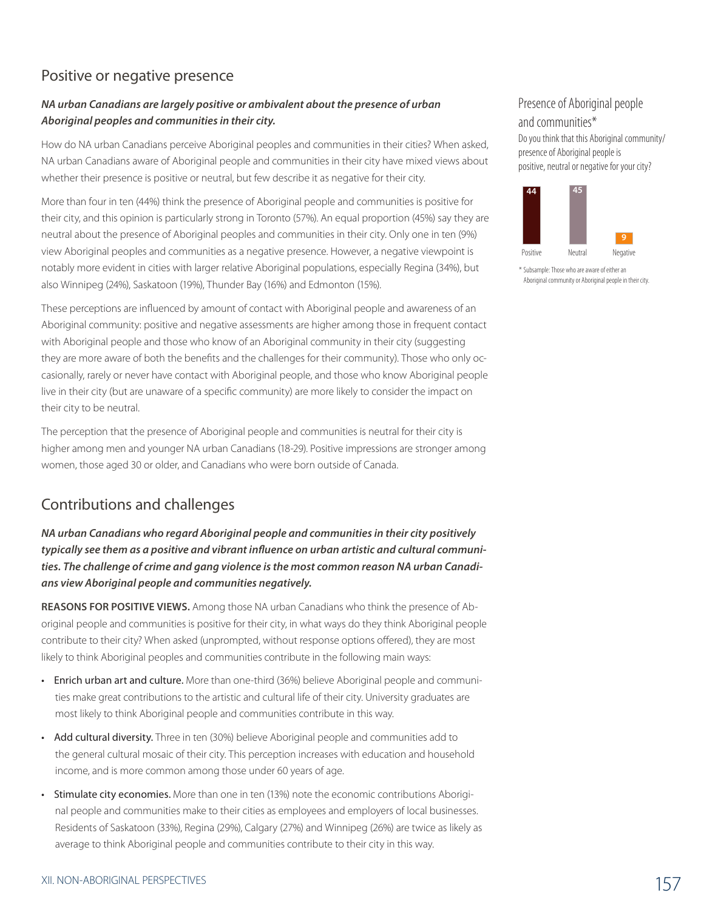## Positive or negative presence

***NA urban Canadians are largely positive or ambivalent about the presence of urban Aboriginal peoples and communities in their city.***

How do NA urban Canadians perceive Aboriginal peoples and communities in their cities? When asked, NA urban Canadians aware of Aboriginal people and communities in their city have mixed views about whether their presence is positive or neutral, but few describe it as negative for their city.

More than four in ten (44%) think the presence of Aboriginal people and communities is positive for their city, and this opinion is particularly strong in Toronto (57%). An equal proportion (45%) say they are neutral about the presence of Aboriginal peoples and communities in their city. Only one in ten (9%) view Aboriginal peoples and communities as a negative presence. However, a negative viewpoint is notably more evident in cities with larger relative Aboriginal populations, especially Regina (34%), but also Winnipeg (24%), Saskatoon (19%), Thunder Bay (16%) and Edmonton (15%).

These perceptions are influenced by amount of contact with Aboriginal people and awareness of an Aboriginal community: positive and negative assessments are higher among those in frequent contact with Aboriginal people and those who know of an Aboriginal community in their city (suggesting they are more aware of both the benefits and the challenges for their community). Those who only occasionally, rarely or never have contact with Aboriginal people, and those who know Aboriginal people live in their city (but are unaware of a specific community) are more likely to consider the impact on their city to be neutral.

The perception that the presence of Aboriginal people and communities is neutral for their city is higher among men and younger NA urban Canadians (18-29). Positive impressions are stronger among women, those aged 30 or older, and Canadians who were born outside of Canada.

### Presence of Aboriginal people and communities*

Do you think that this Aboriginal community/presence of Aboriginal people is positive, neutral or negative for your city?

| Positive | Neutral | Negative |
|---|---|---|
| 44 | 45 | 9 |

* Subsample: Those who are aware of either an Aboriginal community or Aboriginal people in their city.

## Contributions and challenges

***NA urban Canadians who regard Aboriginal people and communities in their city positively typically see them as a positive and vibrant influence on urban artistic and cultural communities. The challenge of crime and gang violence is the most common reason NA urban Canadians view Aboriginal people and communities negatively.***

**REASONS FOR POSITIVE VIEWS.** Among those NA urban Canadians who think the presence of Aboriginal people and communities is positive for their city, in what ways do they think Aboriginal people contribute to their city? When asked (unprompted, without response options offered), they are most likely to think Aboriginal peoples and communities contribute in the following main ways:

- Enrich urban art and culture. More than one-third (36%) believe Aboriginal people and communities make great contributions to the artistic and cultural life of their city. University graduates are most likely to think Aboriginal people and communities contribute in this way.
- Add cultural diversity. Three in ten (30%) believe Aboriginal people and communities add to the general cultural mosaic of their city. This perception increases with education and household income, and is more common among those under 60 years of age.
- Stimulate city economies. More than one in ten (13%) note the economic contributions Aboriginal people and communities make to their cities as employees and employers of local businesses. Residents of Saskatoon (33%), Regina (29%), Calgary (27%) and Winnipeg (26%) are twice as likely as average to think Aboriginal people and communities contribute to their city in this way.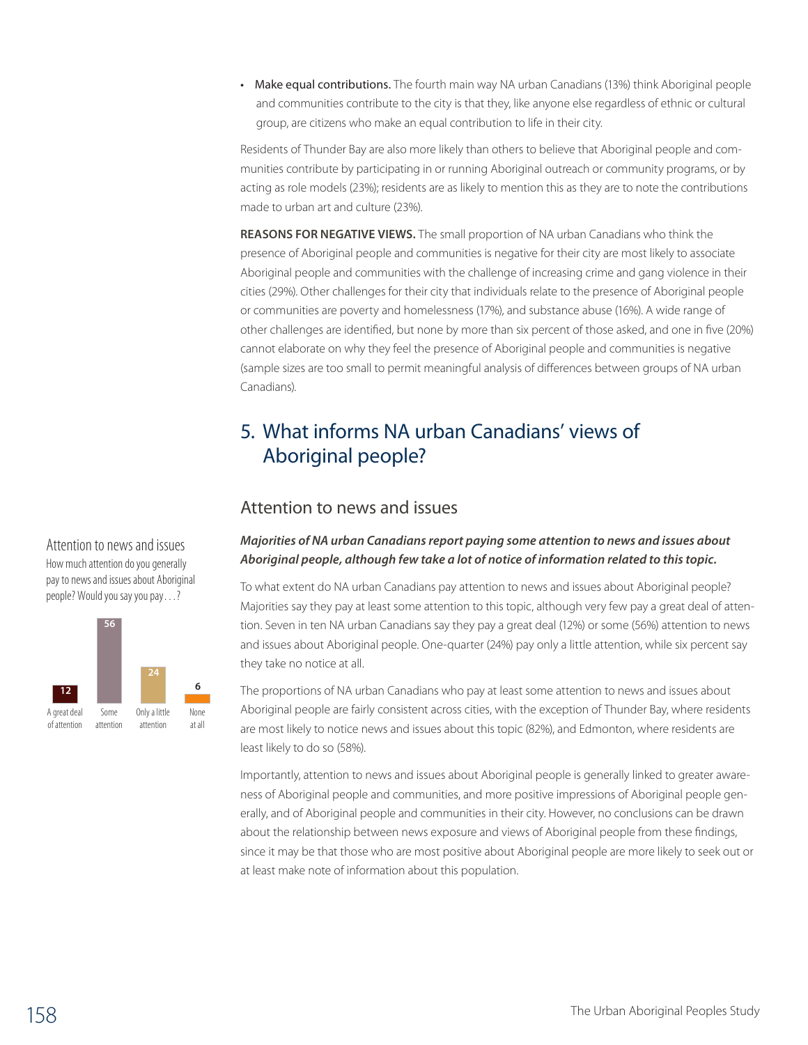- **Make equal contributions.** The fourth main way NA urban Canadians (13%) think Aboriginal people and communities contribute to the city is that they, like anyone else regardless of ethnic or cultural group, are citizens who make an equal contribution to life in their city.

Residents of Thunder Bay are also more likely than others to believe that Aboriginal people and communities contribute by participating in or running Aboriginal outreach or community programs, or by acting as role models (23%); residents are as likely to mention this as they are to note the contributions made to urban art and culture (23%).

**REASONS FOR NEGATIVE VIEWS.** The small proportion of NA urban Canadians who think the presence of Aboriginal people and communities is negative for their city are most likely to associate Aboriginal people and communities with the challenge of increasing crime and gang violence in their cities (29%). Other challenges for their city that individuals relate to the presence of Aboriginal people or communities are poverty and homelessness (17%), and substance abuse (16%). A wide range of other challenges are identified, but none by more than six percent of those asked, and one in five (20%) cannot elaborate on why they feel the presence of Aboriginal people and communities is negative (sample sizes are too small to permit meaningful analysis of differences between groups of NA urban Canadians).

## 5. What informs NA urban Canadians' views of Aboriginal people?

### Attention to news and issues

**Attention to news and issues**

How much attention do you generally pay to news and issues about Aboriginal people? Would you say you pay . . . ?

| A great deal of attention | Some attention | Only a little attention | None at all |
|---|---|---|---|
| 12 | 56 | 24 | 6 |

***Majorities of NA urban Canadians report paying some attention to news and issues about Aboriginal people, although few take a lot of notice of information related to this topic.***

To what extent do NA urban Canadians pay attention to news and issues about Aboriginal people? Majorities say they pay at least some attention to this topic, although very few pay a great deal of attention. Seven in ten NA urban Canadians say they pay a great deal (12%) or some (56%) attention to news and issues about Aboriginal people. One-quarter (24%) pay only a little attention, while six percent say they take no notice at all.

The proportions of NA urban Canadians who pay at least some attention to news and issues about Aboriginal people are fairly consistent across cities, with the exception of Thunder Bay, where residents are most likely to notice news and issues about this topic (82%), and Edmonton, where residents are least likely to do so (58%).

Importantly, attention to news and issues about Aboriginal people is generally linked to greater awareness of Aboriginal people and communities, and more positive impressions of Aboriginal people generally, and of Aboriginal people and communities in their city. However, no conclusions can be drawn about the relationship between news exposure and views of Aboriginal people from these findings, since it may be that those who are most positive about Aboriginal people are more likely to seek out or at least make note of information about this population.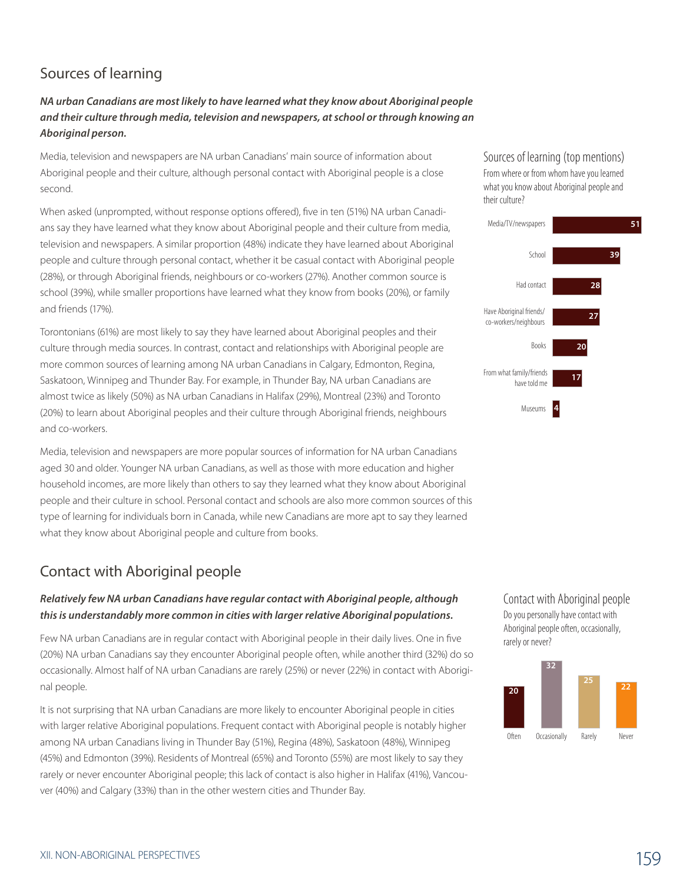## Sources of learning

***NA urban Canadians are most likely to have learned what they know about Aboriginal people and their culture through media, television and newspapers, at school or through knowing an Aboriginal person.***

Media, television and newspapers are NA urban Canadians' main source of information about Aboriginal people and their culture, although personal contact with Aboriginal people is a close second.

When asked (unprompted, without response options offered), five in ten (51%) NA urban Canadians say they have learned what they know about Aboriginal people and their culture from media, television and newspapers. A similar proportion (48%) indicate they have learned about Aboriginal people and culture through personal contact, whether it be casual contact with Aboriginal people (28%), or through Aboriginal friends, neighbours or co-workers (27%). Another common source is school (39%), while smaller proportions have learned what they know from books (20%), or family and friends (17%).

Torontonians (61%) are most likely to say they have learned about Aboriginal peoples and their culture through media sources. In contrast, contact and relationships with Aboriginal people are more common sources of learning among NA urban Canadians in Calgary, Edmonton, Regina, Saskatoon, Winnipeg and Thunder Bay. For example, in Thunder Bay, NA urban Canadians are almost twice as likely (50%) as NA urban Canadians in Halifax (29%), Montreal (23%) and Toronto (20%) to learn about Aboriginal peoples and their culture through Aboriginal friends, neighbours and co-workers.

Media, television and newspapers are more popular sources of information for NA urban Canadians aged 30 and older. Younger NA urban Canadians, as well as those with more education and higher household incomes, are more likely than others to say they learned what they know about Aboriginal people and their culture in school. Personal contact and schools are also more common sources of this type of learning for individuals born in Canada, while new Canadians are more apt to say they learned what they know about Aboriginal people and culture from books.

### Sources of learning (top mentions)

From where or from whom have you learned what you know about Aboriginal people and their culture?

| Source | % |
|---|---|
| Media/TV/newspapers | 51 |
| School | 39 |
| Had contact | 28 |
| Have Aboriginal friends/co-workers/neighbours | 27 |
| Books | 20 |
| From what family/friends have told me | 17 |
| Museums | 4 |

## Contact with Aboriginal people

***Relatively few NA urban Canadians have regular contact with Aboriginal people, although this is understandably more common in cities with larger relative Aboriginal populations.***

Few NA urban Canadians are in regular contact with Aboriginal people in their daily lives. One in five (20%) NA urban Canadians say they encounter Aboriginal people often, while another third (32%) do so occasionally. Almost half of NA urban Canadians are rarely (25%) or never (22%) in contact with Aboriginal people.

It is not surprising that NA urban Canadians are more likely to encounter Aboriginal people in cities with larger relative Aboriginal populations. Frequent contact with Aboriginal people is notably higher among NA urban Canadians living in Thunder Bay (51%), Regina (48%), Saskatoon (48%), Winnipeg (45%) and Edmonton (39%). Residents of Montreal (65%) and Toronto (55%) are most likely to say they rarely or never encounter Aboriginal people; this lack of contact is also higher in Halifax (41%), Vancouver (40%) and Calgary (33%) than in the other western cities and Thunder Bay.

### Contact with Aboriginal people

Do you personally have contact with Aboriginal people often, occasionally, rarely or never?

| Often | Occasionally | Rarely | Never |
|---|---|---|---|
| 20 | 32 | 25 | 22 |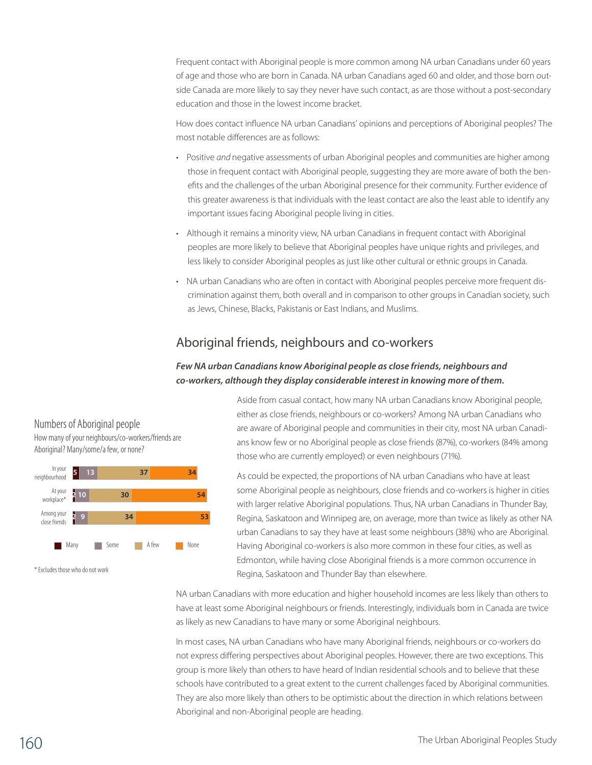Frequent contact with Aboriginal people is more common among NA urban Canadians under 60 years of age and those who are born in Canada. NA urban Canadians aged 60 and older, and those born outside Canada are more likely to say they never have such contact, as are those without a post-secondary education and those in the lowest income bracket.

How does contact influence NA urban Canadians' opinions and perceptions of Aboriginal peoples? The most notable differences are as follows:

- Positive *and* negative assessments of urban Aboriginal peoples and communities are higher among those in frequent contact with Aboriginal people, suggesting they are more aware of both the benefits and the challenges of the urban Aboriginal presence for their community. Further evidence of this greater awareness is that individuals with the least contact are also the least able to identify any important issues facing Aboriginal people living in cities.
- Although it remains a minority view, NA urban Canadians in frequent contact with Aboriginal peoples are more likely to believe that Aboriginal peoples have unique rights and privileges, and less likely to consider Aboriginal peoples as just like other cultural or ethnic groups in Canada.
- NA urban Canadians who are often in contact with Aboriginal peoples perceive more frequent discrimination against them, both overall and in comparison to other groups in Canadian society, such as Jews, Chinese, Blacks, Pakistanis or East Indians, and Muslims.

## Aboriginal friends, neighbours and co-workers

***Few NA urban Canadians know Aboriginal people as close friends, neighbours and co-workers, although they display considerable interest in knowing more of them.***

Numbers of Aboriginal people

How many of your neighbours/co-workers/friends are Aboriginal? Many/some/a few, or none?

| | Many | Some | A few | None |
|---|---|---|---|---|
| In your neighbourhood | 5 | 13 | 37 | 34 |
| At your workplace* | 2 | 10 | 30 | 54 |
| Among your close friends | 2 | 9 | 34 | 53 |

\* Excludes those who do not work

Aside from casual contact, how many NA urban Canadians know Aboriginal people, either as close friends, neighbours or co-workers? Among NA urban Canadians who are aware of Aboriginal people and communities in their city, most NA urban Canadians know few or no Aboriginal people as close friends (87%), co-workers (84% among those who are currently employed) or even neighbours (71%).

As could be expected, the proportions of NA urban Canadians who have at least some Aboriginal people as neighbours, close friends and co-workers is higher in cities with larger relative Aboriginal populations. Thus, NA urban Canadians in Thunder Bay, Regina, Saskatoon and Winnipeg are, on average, more than twice as likely as other NA urban Canadians to say they have at least some neighbours (38%) who are Aboriginal. Having Aboriginal co-workers is also more common in these four cities, as well as Edmonton, while having close Aboriginal friends is a more common occurrence in Regina, Saskatoon and Thunder Bay than elsewhere.

NA urban Canadians with more education and higher household incomes are less likely than others to have at least some Aboriginal neighbours or friends. Interestingly, individuals born in Canada are twice as likely as new Canadians to have many or some Aboriginal neighbours.

In most cases, NA urban Canadians who have many Aboriginal friends, neighbours or co-workers do not express differing perspectives about Aboriginal peoples. However, there are two exceptions. This group is more likely than others to have heard of Indian residential schools and to believe that these schools have contributed to a great extent to the current challenges faced by Aboriginal communities. They are also more likely than others to be optimistic about the direction in which relations between Aboriginal and non-Aboriginal people are heading.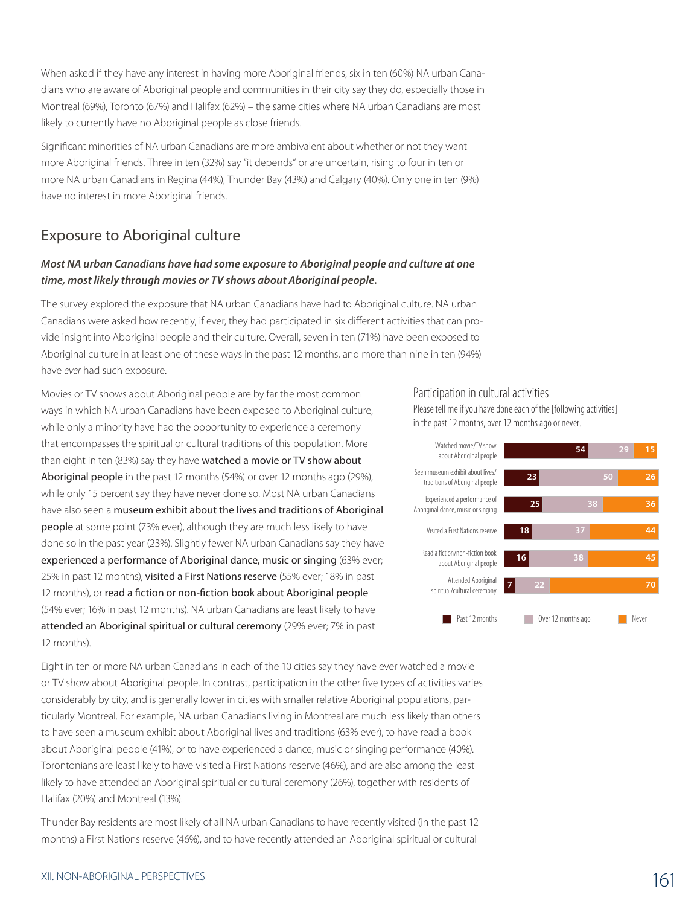When asked if they have any interest in having more Aboriginal friends, six in ten (60%) NA urban Canadians who are aware of Aboriginal people and communities in their city say they do, especially those in Montreal (69%), Toronto (67%) and Halifax (62%) – the same cities where NA urban Canadians are most likely to currently have no Aboriginal people as close friends.

Significant minorities of NA urban Canadians are more ambivalent about whether or not they want more Aboriginal friends. Three in ten (32%) say "it depends" or are uncertain, rising to four in ten or more NA urban Canadians in Regina (44%), Thunder Bay (43%) and Calgary (40%). Only one in ten (9%) have no interest in more Aboriginal friends.

## Exposure to Aboriginal culture

***Most NA urban Canadians have had some exposure to Aboriginal people and culture at one time, most likely through movies or TV shows about Aboriginal people.***

The survey explored the exposure that NA urban Canadians have had to Aboriginal culture. NA urban Canadians were asked how recently, if ever, they had participated in six different activities that can provide insight into Aboriginal people and their culture. Overall, seven in ten (71%) have been exposed to Aboriginal culture in at least one of these ways in the past 12 months, and more than nine in ten (94%) have *ever* had such exposure.

Movies or TV shows about Aboriginal people are by far the most common ways in which NA urban Canadians have been exposed to Aboriginal culture, while only a minority have had the opportunity to experience a ceremony that encompasses the spiritual or cultural traditions of this population. More than eight in ten (83%) say they have **watched a movie or TV show about Aboriginal people** in the past 12 months (54%) or over 12 months ago (29%), while only 15 percent say they have never done so. Most NA urban Canadians have also seen a **museum exhibit about the lives and traditions of Aboriginal people** at some point (73% ever), although they are much less likely to have done so in the past year (23%). Slightly fewer NA urban Canadians say they have **experienced a performance of Aboriginal dance, music or singing** (63% ever; 25% in past 12 months), **visited a First Nations reserve** (55% ever; 18% in past 12 months), or **read a fiction or non-fiction book about Aboriginal people** (54% ever; 16% in past 12 months). NA urban Canadians are least likely to have **attended an Aboriginal spiritual or cultural ceremony** (29% ever; 7% in past 12 months).

**Participation in cultural activities**

Please tell me if you have done each of the [following activities] in the past 12 months, over 12 months ago or never.

| Activity | Past 12 months | Over 12 months ago | Never |
|---|---|---|---|
| Watched movie/TV show about Aboriginal people | 54 | 29 | 15 |
| Seen museum exhibit about lives/traditions of Aboriginal people | 23 | 50 | 26 |
| Experienced a performance of Aboriginal dance, music or singing | 25 | 38 | 36 |
| Visited a First Nations reserve | 18 | 37 | 44 |
| Read a fiction/non-fiction book about Aboriginal people | 16 | 38 | 45 |
| Attended Aboriginal spiritual/cultural ceremony | 7 | 22 | 70 |

Eight in ten or more NA urban Canadians in each of the 10 cities say they have ever watched a movie or TV show about Aboriginal people. In contrast, participation in the other five types of activities varies considerably by city, and is generally lower in cities with smaller relative Aboriginal populations, particularly Montreal. For example, NA urban Canadians living in Montreal are much less likely than others to have seen a museum exhibit about Aboriginal lives and traditions (63% ever), to have read a book about Aboriginal people (41%), or to have experienced a dance, music or singing performance (40%). Torontonians are least likely to have visited a First Nations reserve (46%), and are also among the least likely to have attended an Aboriginal spiritual or cultural ceremony (26%), together with residents of Halifax (20%) and Montreal (13%).

Thunder Bay residents are most likely of all NA urban Canadians to have recently visited (in the past 12 months) a First Nations reserve (46%), and to have recently attended an Aboriginal spiritual or cultural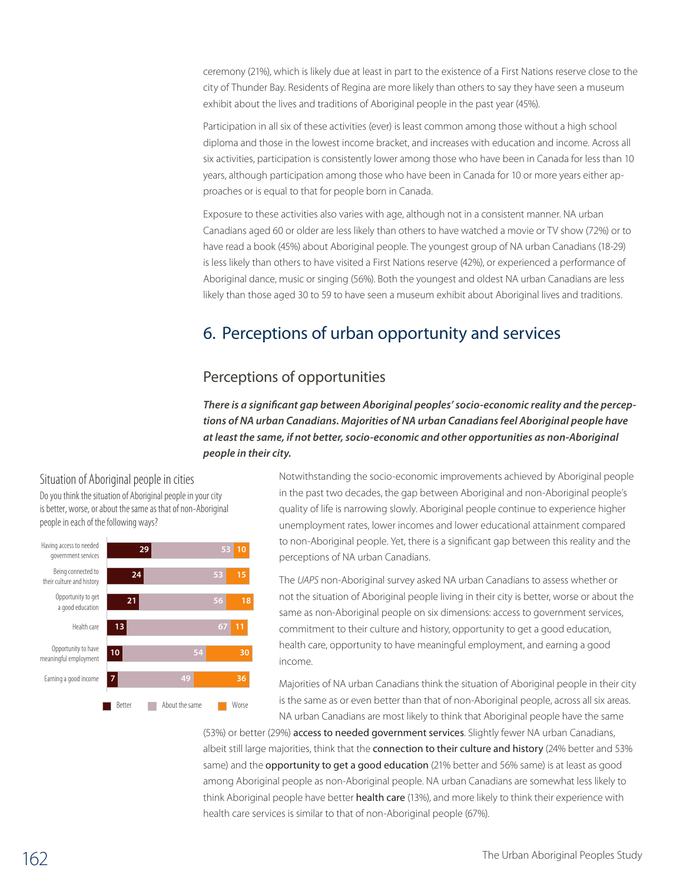ceremony (21%), which is likely due at least in part to the existence of a First Nations reserve close to the city of Thunder Bay. Residents of Regina are more likely than others to say they have seen a museum exhibit about the lives and traditions of Aboriginal people in the past year (45%).

Participation in all six of these activities (ever) is least common among those without a high school diploma and those in the lowest income bracket, and increases with education and income. Across all six activities, participation is consistently lower among those who have been in Canada for less than 10 years, although participation among those who have been in Canada for 10 or more years either approaches or is equal to that for people born in Canada.

Exposure to these activities also varies with age, although not in a consistent manner. NA urban Canadians aged 60 or older are less likely than others to have watched a movie or TV show (72%) or to have read a book (45%) about Aboriginal people. The youngest group of NA urban Canadians (18-29) is less likely than others to have visited a First Nations reserve (42%), or experienced a performance of Aboriginal dance, music or singing (56%). Both the youngest and oldest NA urban Canadians are less likely than those aged 30 to 59 to have seen a museum exhibit about Aboriginal lives and traditions.

## 6. Perceptions of urban opportunity and services

### Perceptions of opportunities

***There is a significant gap between Aboriginal peoples' socio-economic reality and the perceptions of NA urban Canadians. Majorities of NA urban Canadians feel Aboriginal people have at least the same, if not better, socio-economic and other opportunities as non-Aboriginal people in their city.***

**Situation of Aboriginal people in cities**

Do you think the situation of Aboriginal people in your city is better, worse, or about the same as that of non-Aboriginal people in each of the following ways?

| | Better | About the same | Worse |
|---|---|---|---|
| Having access to needed government services | 29 | 53 | 10 |
| Being connected to their culture and history | 24 | 53 | 15 |
| Opportunity to get a good education | 21 | 56 | 18 |
| Health care | 13 | 67 | 11 |
| Opportunity to have meaningful employment | 10 | 54 | 30 |
| Earning a good income | 7 | 49 | 36 |

Notwithstanding the socio-economic improvements achieved by Aboriginal people in the past two decades, the gap between Aboriginal and non-Aboriginal people's quality of life is narrowing slowly. Aboriginal people continue to experience higher unemployment rates, lower incomes and lower educational attainment compared to non-Aboriginal people. Yet, there is a significant gap between this reality and the perceptions of NA urban Canadians.

The *UAPS* non-Aboriginal survey asked NA urban Canadians to assess whether or not the situation of Aboriginal people living in their city is better, worse or about the same as non-Aboriginal people on six dimensions: access to government services, commitment to their culture and history, opportunity to get a good education, health care, opportunity to have meaningful employment, and earning a good income.

Majorities of NA urban Canadians think the situation of Aboriginal people in their city is the same as or even better than that of non-Aboriginal people, across all six areas. NA urban Canadians are most likely to think that Aboriginal people have the same (53%) or better (29%) access to needed government services. Slightly fewer NA urban Canadians, albeit still large majorities, think that the connection to their culture and history (24% better and 53% same) and the opportunity to get a good education (21% better and 56% same) is at least as good among Aboriginal people as non-Aboriginal people. NA urban Canadians are somewhat less likely to think Aboriginal people have better health care (13%), and more likely to think their experience with health care services is similar to that of non-Aboriginal people (67%).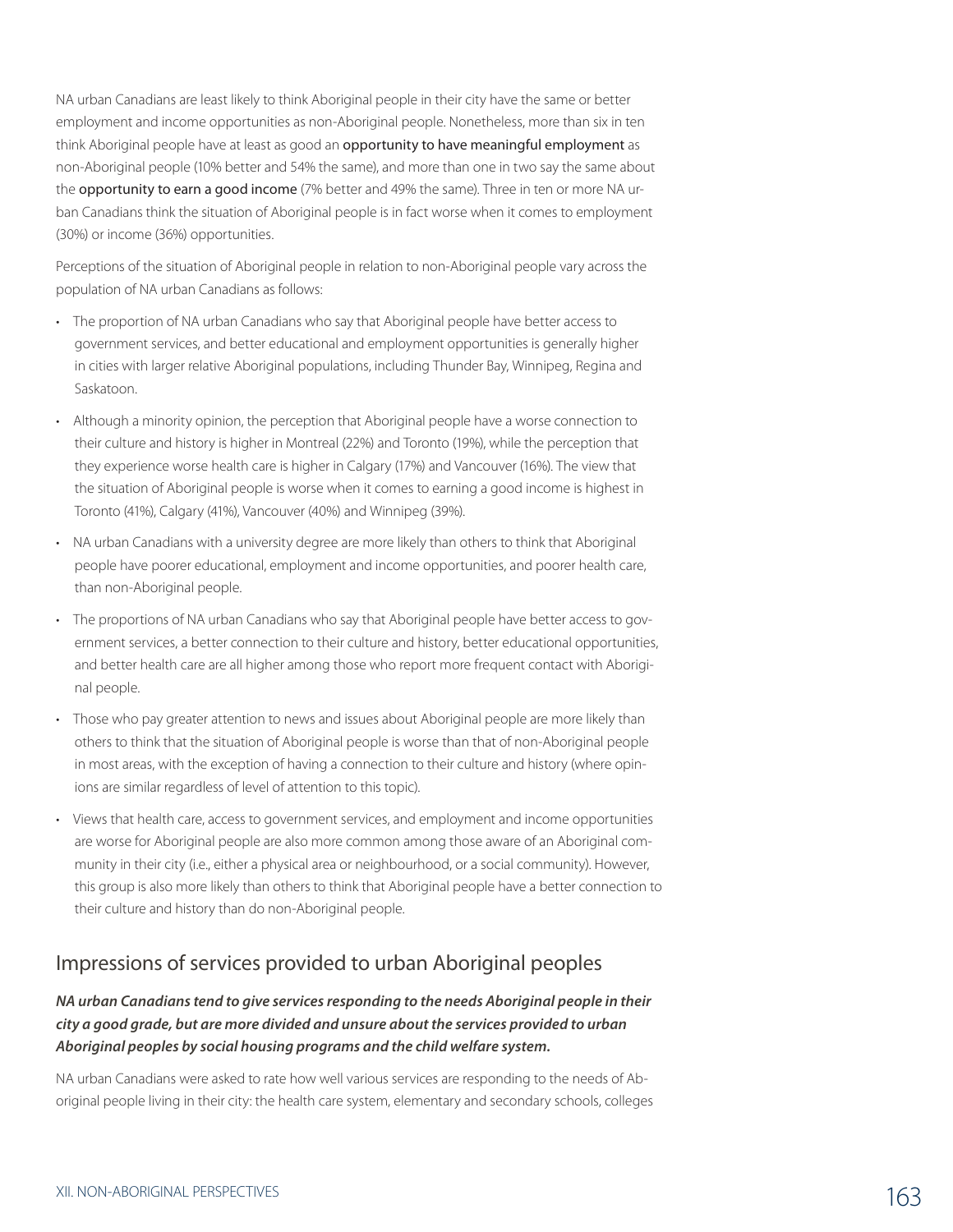NA urban Canadians are least likely to think Aboriginal people in their city have the same or better employment and income opportunities as non-Aboriginal people. Nonetheless, more than six in ten think Aboriginal people have at least as good an opportunity to have meaningful employment as non-Aboriginal people (10% better and 54% the same), and more than one in two say the same about the opportunity to earn a good income (7% better and 49% the same). Three in ten or more NA urban Canadians think the situation of Aboriginal people is in fact worse when it comes to employment (30%) or income (36%) opportunities.

Perceptions of the situation of Aboriginal people in relation to non-Aboriginal people vary across the population of NA urban Canadians as follows:

- The proportion of NA urban Canadians who say that Aboriginal people have better access to government services, and better educational and employment opportunities is generally higher in cities with larger relative Aboriginal populations, including Thunder Bay, Winnipeg, Regina and Saskatoon.
- Although a minority opinion, the perception that Aboriginal people have a worse connection to their culture and history is higher in Montreal (22%) and Toronto (19%), while the perception that they experience worse health care is higher in Calgary (17%) and Vancouver (16%). The view that the situation of Aboriginal people is worse when it comes to earning a good income is highest in Toronto (41%), Calgary (41%), Vancouver (40%) and Winnipeg (39%).
- NA urban Canadians with a university degree are more likely than others to think that Aboriginal people have poorer educational, employment and income opportunities, and poorer health care, than non-Aboriginal people.
- The proportions of NA urban Canadians who say that Aboriginal people have better access to government services, a better connection to their culture and history, better educational opportunities, and better health care are all higher among those who report more frequent contact with Aboriginal people.
- Those who pay greater attention to news and issues about Aboriginal people are more likely than others to think that the situation of Aboriginal people is worse than that of non-Aboriginal people in most areas, with the exception of having a connection to their culture and history (where opinions are similar regardless of level of attention to this topic).
- Views that health care, access to government services, and employment and income opportunities are worse for Aboriginal people are also more common among those aware of an Aboriginal community in their city (i.e., either a physical area or neighbourhood, or a social community). However, this group is also more likely than others to think that Aboriginal people have a better connection to their culture and history than do non-Aboriginal people.

## Impressions of services provided to urban Aboriginal peoples

***NA urban Canadians tend to give services responding to the needs Aboriginal people in their city a good grade, but are more divided and unsure about the services provided to urban Aboriginal peoples by social housing programs and the child welfare system.***

NA urban Canadians were asked to rate how well various services are responding to the needs of Aboriginal people living in their city: the health care system, elementary and secondary schools, colleges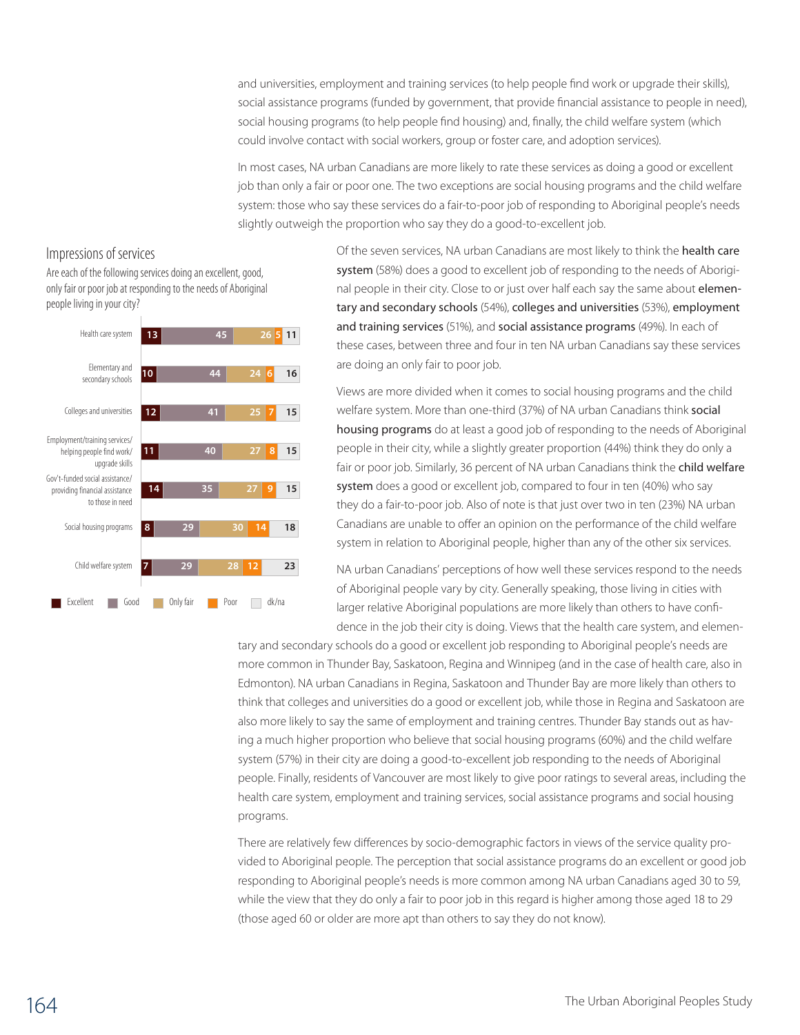and universities, employment and training services (to help people find work or upgrade their skills), social assistance programs (funded by government, that provide financial assistance to people in need), social housing programs (to help people find housing) and, finally, the child welfare system (which could involve contact with social workers, group or foster care, and adoption services).

In most cases, NA urban Canadians are more likely to rate these services as doing a good or excellent job than only a fair or poor one. The two exceptions are social housing programs and the child welfare system: those who say these services do a fair-to-poor job of responding to Aboriginal people's needs slightly outweigh the proportion who say they do a good-to-excellent job.

### Impressions of services

Are each of the following services doing an excellent, good, only fair or poor job at responding to the needs of Aboriginal people living in your city?

| Service | Excellent | Good | Only fair | Poor | dk/na |
|---|---|---|---|---|---|
| Health care system | 13 | 45 | 26 | 5 | 11 |
| Elementary and secondary schools | 10 | 44 | 24 | 6 | 16 |
| Colleges and universities | 12 | 41 | 25 | 7 | 15 |
| Employment/training services/ helping people find work/ upgrade skills | 11 | 40 | 27 | 8 | 15 |
| Gov't-funded social assistance/ providing financial assistance to those in need | 14 | 35 | 27 | 9 | 15 |
| Social housing programs | 8 | 29 | 30 | 14 | 18 |
| Child welfare system | 7 | 29 | 28 | 12 | 23 |

Of the seven services, NA urban Canadians are most likely to think the **health care system** (58%) does a good to excellent job of responding to the needs of Aboriginal people in their city. Close to or just over half each say the same about **elementary and secondary schools** (54%), **colleges and universities** (53%), **employment and training services** (51%), and **social assistance programs** (49%). In each of these cases, between three and four in ten NA urban Canadians say these services are doing an only fair to poor job.

Views are more divided when it comes to social housing programs and the child welfare system. More than one-third (37%) of NA urban Canadians think **social housing programs** do at least a good job of responding to the needs of Aboriginal people in their city, while a slightly greater proportion (44%) think they do only a fair or poor job. Similarly, 36 percent of NA urban Canadians think the **child welfare system** does a good or excellent job, compared to four in ten (40%) who say they do a fair-to-poor job. Also of note is that just over two in ten (23%) NA urban Canadians are unable to offer an opinion on the performance of the child welfare system in relation to Aboriginal people, higher than any of the other six services.

NA urban Canadians' perceptions of how well these services respond to the needs of Aboriginal people vary by city. Generally speaking, those living in cities with larger relative Aboriginal populations are more likely than others to have confidence in the job their city is doing. Views that the health care system, and elementary and secondary schools do a good or excellent job responding to Aboriginal people's needs are more common in Thunder Bay, Saskatoon, Regina and Winnipeg (and in the case of health care, also in Edmonton). NA urban Canadians in Regina, Saskatoon and Thunder Bay are more likely than others to think that colleges and universities do a good or excellent job, while those in Regina and Saskatoon are also more likely to say the same of employment and training centres. Thunder Bay stands out as having a much higher proportion who believe that social housing programs (60%) and the child welfare system (57%) in their city are doing a good-to-excellent job responding to the needs of Aboriginal people. Finally, residents of Vancouver are most likely to give poor ratings to several areas, including the health care system, employment and training services, social assistance programs and social housing programs.

There are relatively few differences by socio-demographic factors in views of the service quality provided to Aboriginal people. The perception that social assistance programs do an excellent or good job responding to Aboriginal people's needs is more common among NA urban Canadians aged 30 to 59, while the view that they do only a fair to poor job in this regard is higher among those aged 18 to 29 (those aged 60 or older are more apt than others to say they do not know).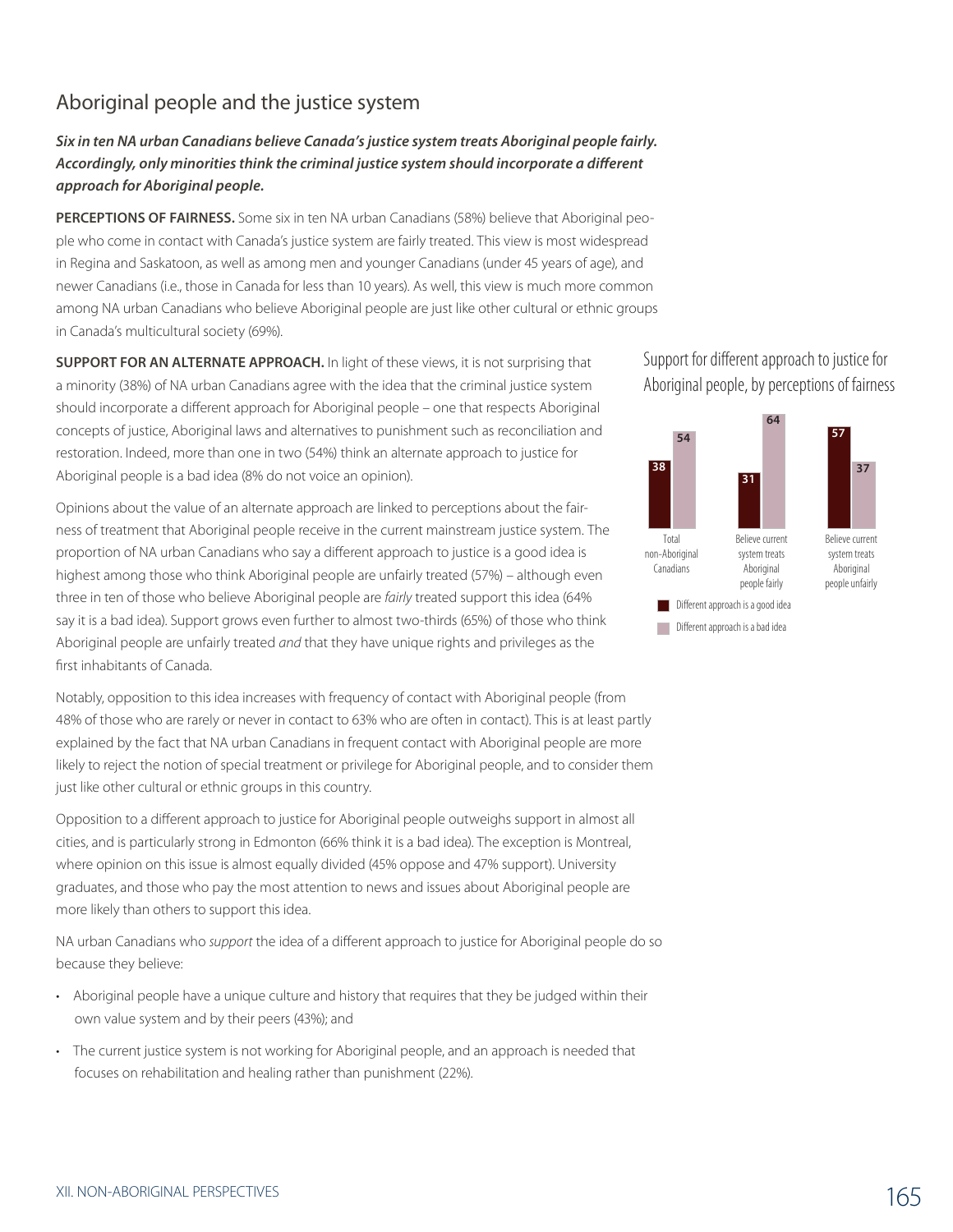## Aboriginal people and the justice system

***Six in ten NA urban Canadians believe Canada's justice system treats Aboriginal people fairly. Accordingly, only minorities think the criminal justice system should incorporate a different approach for Aboriginal people.***

**PERCEPTIONS OF FAIRNESS.** Some six in ten NA urban Canadians (58%) believe that Aboriginal people who come in contact with Canada's justice system are fairly treated. This view is most widespread in Regina and Saskatoon, as well as among men and younger Canadians (under 45 years of age), and newer Canadians (i.e., those in Canada for less than 10 years). As well, this view is much more common among NA urban Canadians who believe Aboriginal people are just like other cultural or ethnic groups in Canada's multicultural society (69%).

**SUPPORT FOR AN ALTERNATE APPROACH.** In light of these views, it is not surprising that a minority (38%) of NA urban Canadians agree with the idea that the criminal justice system should incorporate a different approach for Aboriginal people – one that respects Aboriginal concepts of justice, Aboriginal laws and alternatives to punishment such as reconciliation and restoration. Indeed, more than one in two (54%) think an alternate approach to justice for Aboriginal people is a bad idea (8% do not voice an opinion).

Opinions about the value of an alternate approach are linked to perceptions about the fairness of treatment that Aboriginal people receive in the current mainstream justice system. The proportion of NA urban Canadians who say a different approach to justice is a good idea is highest among those who think Aboriginal people are unfairly treated (57%) – although even three in ten of those who believe Aboriginal people are *fairly* treated support this idea (64% say it is a bad idea). Support grows even further to almost two-thirds (65%) of those who think Aboriginal people are unfairly treated *and* that they have unique rights and privileges as the first inhabitants of Canada.

Notably, opposition to this idea increases with frequency of contact with Aboriginal people (from 48% of those who are rarely or never in contact to 63% who are often in contact). This is at least partly explained by the fact that NA urban Canadians in frequent contact with Aboriginal people are more likely to reject the notion of special treatment or privilege for Aboriginal people, and to consider them just like other cultural or ethnic groups in this country.

Opposition to a different approach to justice for Aboriginal people outweighs support in almost all cities, and is particularly strong in Edmonton (66% think it is a bad idea). The exception is Montreal, where opinion on this issue is almost equally divided (45% oppose and 47% support). University graduates, and those who pay the most attention to news and issues about Aboriginal people are more likely than others to support this idea.

NA urban Canadians who *support* the idea of a different approach to justice for Aboriginal people do so because they believe:

- Aboriginal people have a unique culture and history that requires that they be judged within their own value system and by their peers (43%); and
- The current justice system is not working for Aboriginal people, and an approach is needed that focuses on rehabilitation and healing rather than punishment (22%).

### Support for different approach to justice for Aboriginal people, by perceptions of fairness

| | Total non-Aboriginal Canadians | Believe current system treats Aboriginal people fairly | Believe current system treats Aboriginal people unfairly |
|---|---|---|---|
| Different approach is a good idea | 38 | 31 | 57 |
| Different approach is a bad idea | 54 | 64 | 37 |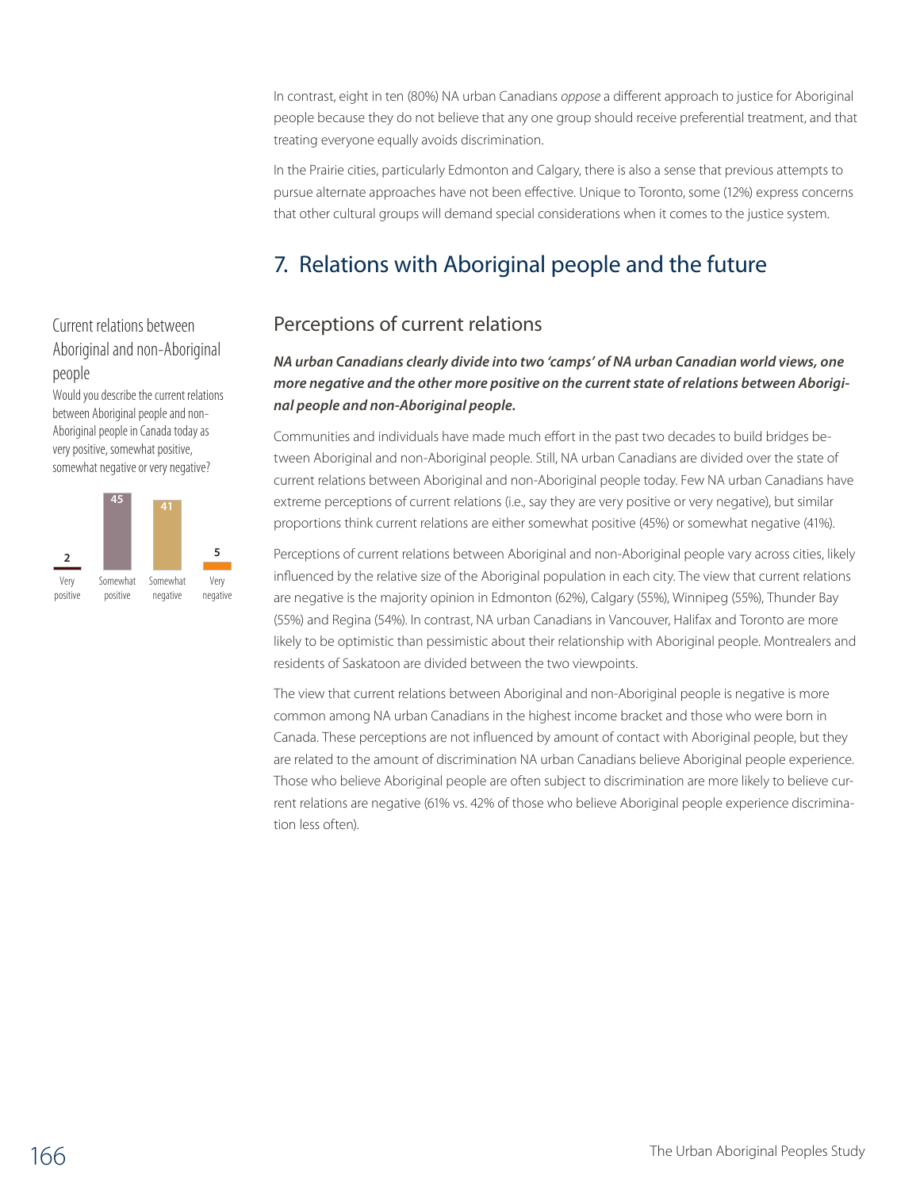In contrast, eight in ten (80%) NA urban Canadians *oppose* a different approach to justice for Aboriginal people because they do not believe that any one group should receive preferential treatment, and that treating everyone equally avoids discrimination.

In the Prairie cities, particularly Edmonton and Calgary, there is also a sense that previous attempts to pursue alternate approaches have not been effective. Unique to Toronto, some (12%) express concerns that other cultural groups will demand special considerations when it comes to the justice system.

## 7. Relations with Aboriginal people and the future

### Perceptions of current relations

***NA urban Canadians clearly divide into two 'camps' of NA urban Canadian world views, one more negative and the other more positive on the current state of relations between Aboriginal people and non-Aboriginal people.***

Communities and individuals have made much effort in the past two decades to build bridges between Aboriginal and non-Aboriginal people. Still, NA urban Canadians are divided over the state of current relations between Aboriginal and non-Aboriginal people today. Few NA urban Canadians have extreme perceptions of current relations (i.e., say they are very positive or very negative), but similar proportions think current relations are either somewhat positive (45%) or somewhat negative (41%).

**Current relations between Aboriginal and non-Aboriginal people**

Would you describe the current relations between Aboriginal people and non-Aboriginal people in Canada today as very positive, somewhat positive, somewhat negative or very negative?

| Very positive | Somewhat positive | Somewhat negative | Very negative |
|---|---|---|---|
| 2 | 45 | 41 | 5 |

Perceptions of current relations between Aboriginal and non-Aboriginal people vary across cities, likely influenced by the relative size of the Aboriginal population in each city. The view that current relations are negative is the majority opinion in Edmonton (62%), Calgary (55%), Winnipeg (55%), Thunder Bay (55%) and Regina (54%). In contrast, NA urban Canadians in Vancouver, Halifax and Toronto are more likely to be optimistic than pessimistic about their relationship with Aboriginal people. Montrealers and residents of Saskatoon are divided between the two viewpoints.

The view that current relations between Aboriginal and non-Aboriginal people is negative is more common among NA urban Canadians in the highest income bracket and those who were born in Canada. These perceptions are not influenced by amount of contact with Aboriginal people, but they are related to the amount of discrimination NA urban Canadians believe Aboriginal people experience. Those who believe Aboriginal people are often subject to discrimination are more likely to believe current relations are negative (61% vs. 42% of those who believe Aboriginal people experience discrimination less often).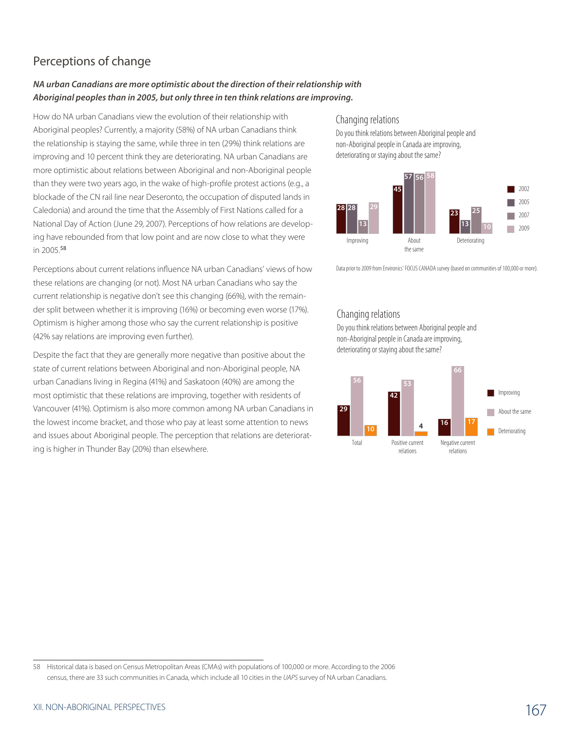## Perceptions of change

***NA urban Canadians are more optimistic about the direction of their relationship with Aboriginal peoples than in 2005, but only three in ten think relations are improving.***

How do NA urban Canadians view the evolution of their relationship with Aboriginal peoples? Currently, a majority (58%) of NA urban Canadians think the relationship is staying the same, while three in ten (29%) think relations are improving and 10 percent think they are deteriorating. NA urban Canadians are more optimistic about relations between Aboriginal and non-Aboriginal people than they were two years ago, in the wake of high-profile protest actions (e.g., a blockade of the CN rail line near Deseronto, the occupation of disputed lands in Caledonia) and around the time that the Assembly of First Nations called for a National Day of Action (June 29, 2007). Perceptions of how relations are developing have rebounded from that low point and are now close to what they were in 2005.[58]

Perceptions about current relations influence NA urban Canadians' views of how these relations are changing (or not). Most NA urban Canadians who say the current relationship is negative don't see this changing (66%), with the remainder split between whether it is improving (16%) or becoming even worse (17%). Optimism is higher among those who say the current relationship is positive (42% say relations are improving even further).

Despite the fact that they are generally more negative than positive about the state of current relations between Aboriginal and non-Aboriginal people, NA urban Canadians living in Regina (41%) and Saskatoon (40%) are among the most optimistic that these relations are improving, together with residents of Vancouver (41%). Optimism is also more common among NA urban Canadians in the lowest income bracket, and those who pay at least some attention to news and issues about Aboriginal people. The perception that relations are deteriorating is higher in Thunder Bay (20%) than elsewhere.

### Changing relations

Do you think relations between Aboriginal people and non-Aboriginal people in Canada are improving, deteriorating or staying about the same?

| | 2002 | 2005 | 2007 | 2009 |
|---|---|---|---|---|
| Improving | 28 | 28 | 13 | 29 |
| About the same | 45 | 57 | 56 | 58 |
| Deteriorating | 23 | 13 | 25 | 10 |

Data prior to 2009 from Environics' FOCUS CANADA survey (based on communities of 100,000 or more).

### Changing relations

Do you think relations between Aboriginal people and non-Aboriginal people in Canada are improving, deteriorating or staying about the same?

| | Improving | About the same | Deteriorating |
|---|---|---|---|
| Total | 29 | 56 | 10 |
| Positive current relations | 42 | 53 | 4 |
| Negative current relations | 16 | 66 | 17 |

---

58 Historical data is based on Census Metropolitan Areas (CMAs) with populations of 100,000 or more. According to the 2006 census, there are 33 such communities in Canada, which include all 10 cities in the *UAPS* survey of NA urban Canadians.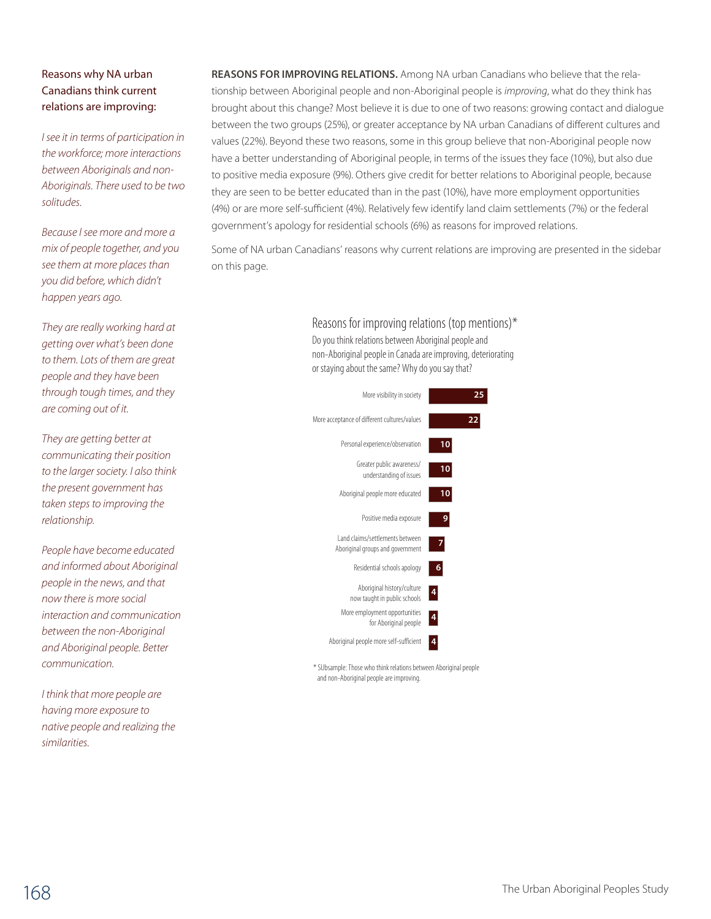**REASONS FOR IMPROVING RELATIONS.** Among NA urban Canadians who believe that the relationship between Aboriginal people and non-Aboriginal people is *improving*, what do they think has brought about this change? Most believe it is due to one of two reasons: growing contact and dialogue between the two groups (25%), or greater acceptance by NA urban Canadians of different cultures and values (22%). Beyond these two reasons, some in this group believe that non-Aboriginal people now have a better understanding of Aboriginal people, in terms of the issues they face (10%), but also due to positive media exposure (9%). Others give credit for better relations to Aboriginal people, because they are seen to be better educated than in the past (10%), have more employment opportunities (4%) or are more self-sufficient (4%). Relatively few identify land claim settlements (7%) or the federal government's apology for residential schools (6%) as reasons for improved relations.

Some of NA urban Canadians' reasons why current relations are improving are presented in the sidebar on this page.

### Reasons for improving relations (top mentions)*

Do you think relations between Aboriginal people and non-Aboriginal people in Canada are improving, deteriorating or staying about the same? Why do you say that?

| Reason | % |
|---|---|
| More visibility in society | 25 |
| More acceptance of different cultures/values | 22 |
| Personal experience/observation | 10 |
| Greater public awareness/ understanding of issues | 10 |
| Aboriginal people more educated | 10 |
| Positive media exposure | 9 |
| Land claims/settlements between Aboriginal groups and government | 7 |
| Residential schools apology | 6 |
| Aboriginal history/culture now taught in public schools | 4 |
| More employment opportunities for Aboriginal people | 4 |
| Aboriginal people more self-sufficient | 4 |

\* SUbsample: Those who think relations between Aboriginal people and non-Aboriginal people are improving.

---

Reasons why NA urban Canadians think current relations are improving:

*I see it in terms of participation in the workforce; more interactions between Aboriginals and non-Aboriginals. There used to be two solitudes.*

*Because I see more and more a mix of people together, and you see them at more places than you did before, which didn't happen years ago.*

*They are really working hard at getting over what's been done to them. Lots of them are great people and they have been through tough times, and they are coming out of it.*

*They are getting better at communicating their position to the larger society. I also think the present government has taken steps to improving the relationship.*

*People have become educated and informed about Aboriginal people in the news, and that now there is more social interaction and communication between the non-Aboriginal and Aboriginal people. Better communication.*

*I think that more people are having more exposure to native people and realizing the similarities.*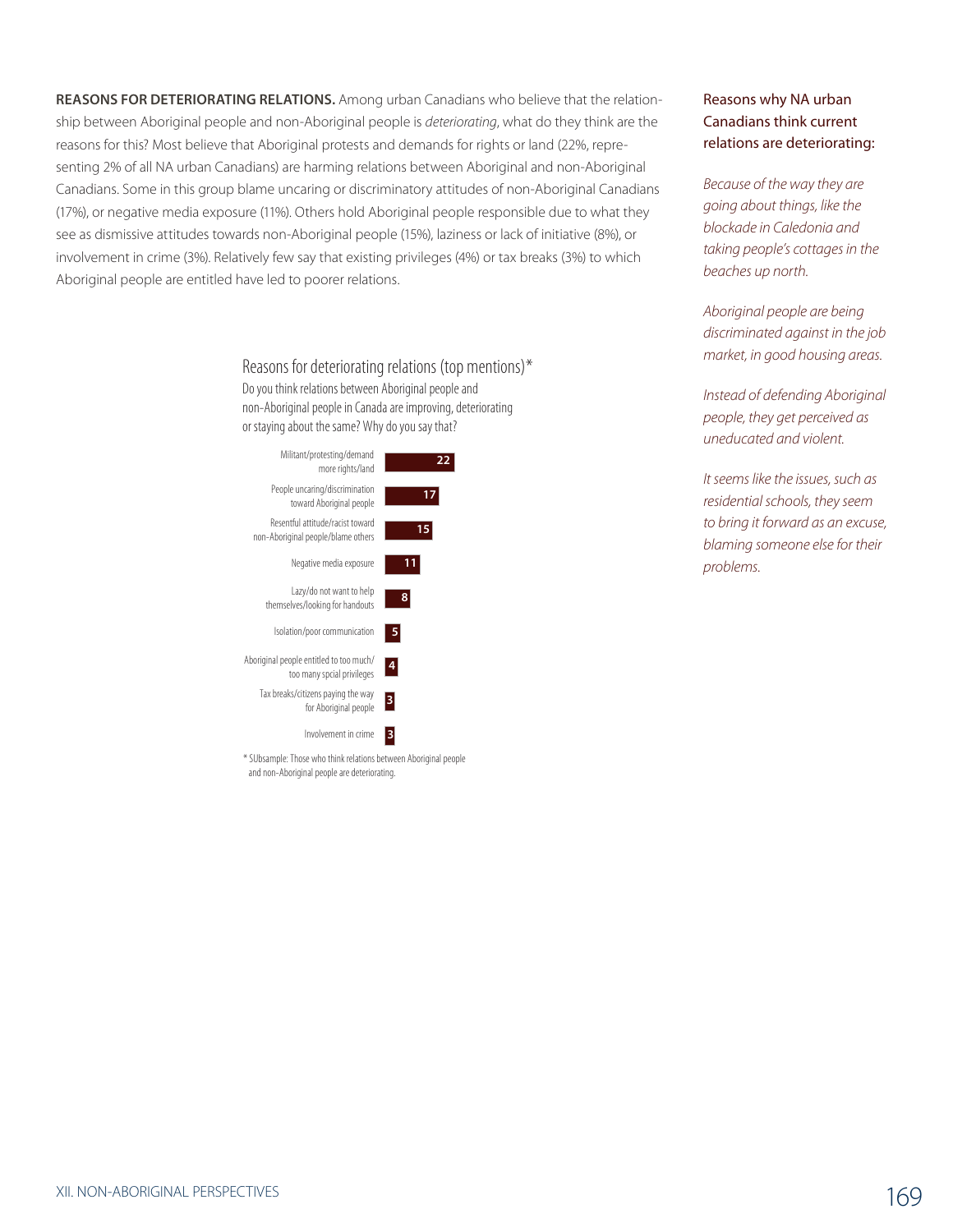**REASONS FOR DETERIORATING RELATIONS.** Among urban Canadians who believe that the relationship between Aboriginal people and non-Aboriginal people is *deteriorating*, what do they think are the reasons for this? Most believe that Aboriginal protests and demands for rights or land (22%, representing 2% of all NA urban Canadians) are harming relations between Aboriginal and non-Aboriginal Canadians. Some in this group blame uncaring or discriminatory attitudes of non-Aboriginal Canadians (17%), or negative media exposure (11%). Others hold Aboriginal people responsible due to what they see as dismissive attitudes towards non-Aboriginal people (15%), laziness or lack of initiative (8%), or involvement in crime (3%). Relatively few say that existing privileges (4%) or tax breaks (3%) to which Aboriginal people are entitled have led to poorer relations.

### Reasons for deteriorating relations (top mentions)*

Do you think relations between Aboriginal people and non-Aboriginal people in Canada are improving, deteriorating or staying about the same? Why do you say that?

| Reason | % |
|---|---|
| Militant/protesting/demand more rights/land | 22 |
| People uncaring/discrimination toward Aboriginal people | 17 |
| Resentful attitude/racist toward non-Aboriginal people/blame others | 15 |
| Negative media exposure | 11 |
| Lazy/do not want to help themselves/looking for handouts | 8 |
| Isolation/poor communication | 5 |
| Aboriginal people entitled to too much/too many spcial privileges | 4 |
| Tax breaks/citizens paying the way for Aboriginal people | 3 |
| Involvement in crime | 3 |

\* SUbsample: Those who think relations between Aboriginal people and non-Aboriginal people are deteriorating.

Reasons why NA urban Canadians think current relations are deteriorating:

*Because of the way they are going about things, like the blockade in Caledonia and taking people's cottages in the beaches up north.*

*Aboriginal people are being discriminated against in the job market, in good housing areas.*

*Instead of defending Aboriginal people, they get perceived as uneducated and violent.*

*It seems like the issues, such as residential schools, they seem to bring it forward as an excuse, blaming someone else for their problems.*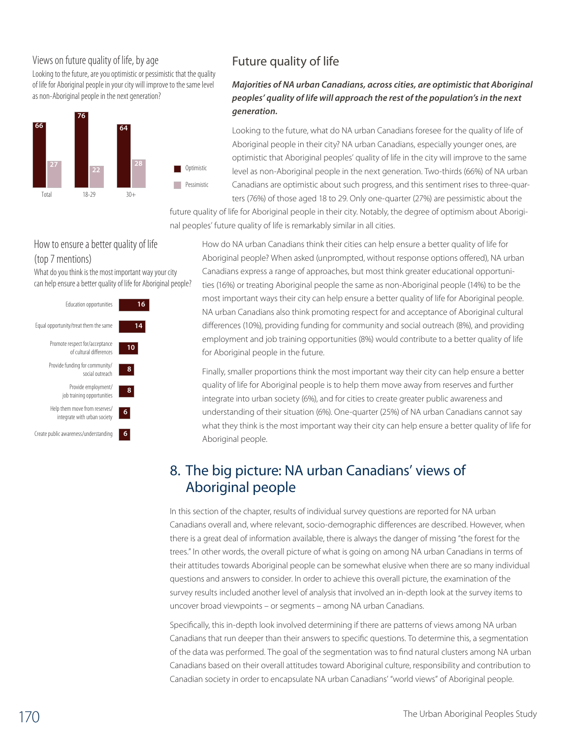### Views on future quality of life, by age

Looking to the future, are you optimistic or pessimistic that the quality of life for Aboriginal people in your city will improve to the same level as non-Aboriginal people in the next generation?

| | Optimistic | Pessimistic |
|---|---|---|
| Total | 66 | 27 |
| 18-29 | 76 | 22 |
| 30+ | 64 | 28 |

## Future quality of life

***Majorities of NA urban Canadians, across cities, are optimistic that Aboriginal peoples' quality of life will approach the rest of the population's in the next generation.***

Looking to the future, what do NA urban Canadians foresee for the quality of life of Aboriginal people in their city? NA urban Canadians, especially younger ones, are optimistic that Aboriginal peoples' quality of life in the city will improve to the same level as non-Aboriginal people in the next generation. Two-thirds (66%) of NA urban Canadians are optimistic about such progress, and this sentiment rises to three-quarters (76%) of those aged 18 to 29. Only one-quarter (27%) are pessimistic about the future quality of life for Aboriginal people in their city. Notably, the degree of optimism about Aboriginal peoples' future quality of life is remarkably similar in all cities.

### How to ensure a better quality of life (top 7 mentions)

What do you think is the most important way your city can help ensure a better quality of life for Aboriginal people?

| Mention | % |
|---|---|
| Education opportunities | 16 |
| Equal opportunity/treat them the same | 14 |
| Promote respect for/acceptance of cultural differences | 10 |
| Provide funding for community/social outreach | 8 |
| Provide employment/job training opportunities | 8 |
| Help them move from reserves/integrate with urban society | 6 |
| Create public awareness/understanding | 6 |

How do NA urban Canadians think their cities can help ensure a better quality of life for Aboriginal people? When asked (unprompted, without response options offered), NA urban Canadians express a range of approaches, but most think greater educational opportunities (16%) or treating Aboriginal people the same as non-Aboriginal people (14%) to be the most important ways their city can help ensure a better quality of life for Aboriginal people. NA urban Canadians also think promoting respect for and acceptance of Aboriginal cultural differences (10%), providing funding for community and social outreach (8%), and providing employment and job training opportunities (8%) would contribute to a better quality of life for Aboriginal people in the future.

Finally, smaller proportions think the most important way their city can help ensure a better quality of life for Aboriginal people is to help them move away from reserves and further integrate into urban society (6%), and for cities to create greater public awareness and understanding of their situation (6%). One-quarter (25%) of NA urban Canadians cannot say what they think is the most important way their city can help ensure a better quality of life for Aboriginal people.

## 8. The big picture: NA urban Canadians' views of Aboriginal people

In this section of the chapter, results of individual survey questions are reported for NA urban Canadians overall and, where relevant, socio-demographic differences are described. However, when there is a great deal of information available, there is always the danger of missing "the forest for the trees." In other words, the overall picture of what is going on among NA urban Canadians in terms of their attitudes towards Aboriginal people can be somewhat elusive when there are so many individual questions and answers to consider. In order to achieve this overall picture, the examination of the survey results included another level of analysis that involved an in-depth look at the survey items to uncover broad viewpoints – or segments – among NA urban Canadians.

Specifically, this in-depth look involved determining if there are patterns of views among NA urban Canadians that run deeper than their answers to specific questions. To determine this, a segmentation of the data was performed. The goal of the segmentation was to find natural clusters among NA urban Canadians based on their overall attitudes toward Aboriginal culture, responsibility and contribution to Canadian society in order to encapsulate NA urban Canadians' "world views" of Aboriginal people.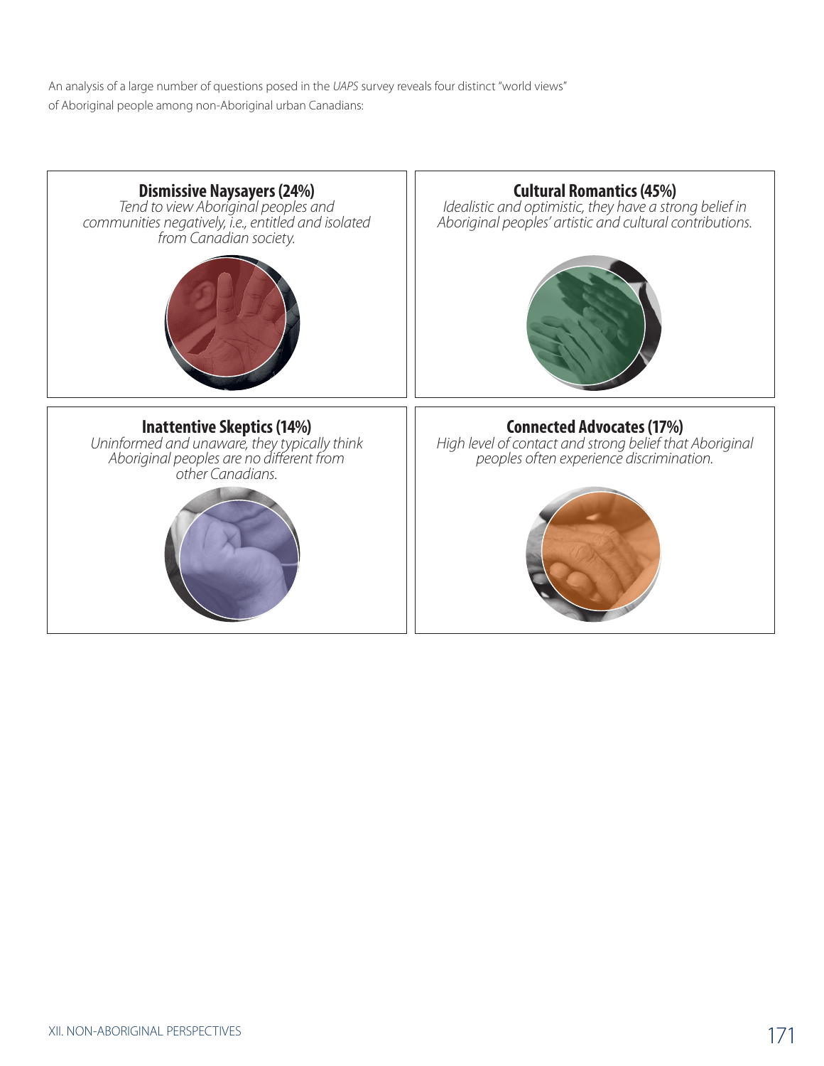An analysis of a large number of questions posed in the *UAPS* survey reveals four distinct "world views" of Aboriginal people among non-Aboriginal urban Canadians:

**Dismissive Naysayers (24%)**
*Tend to view Aboriginal peoples and communities negatively, i.e., entitled and isolated from Canadian society.*

**Cultural Romantics (45%)**
*Idealistic and optimistic, they have a strong belief in Aboriginal peoples' artistic and cultural contributions.*

**Inattentive Skeptics (14%)**
*Uninformed and unaware, they typically think Aboriginal peoples are no different from other Canadians.*

**Connected Advocates (17%)**
*High level of contact and strong belief that Aboriginal peoples often experience discrimination.*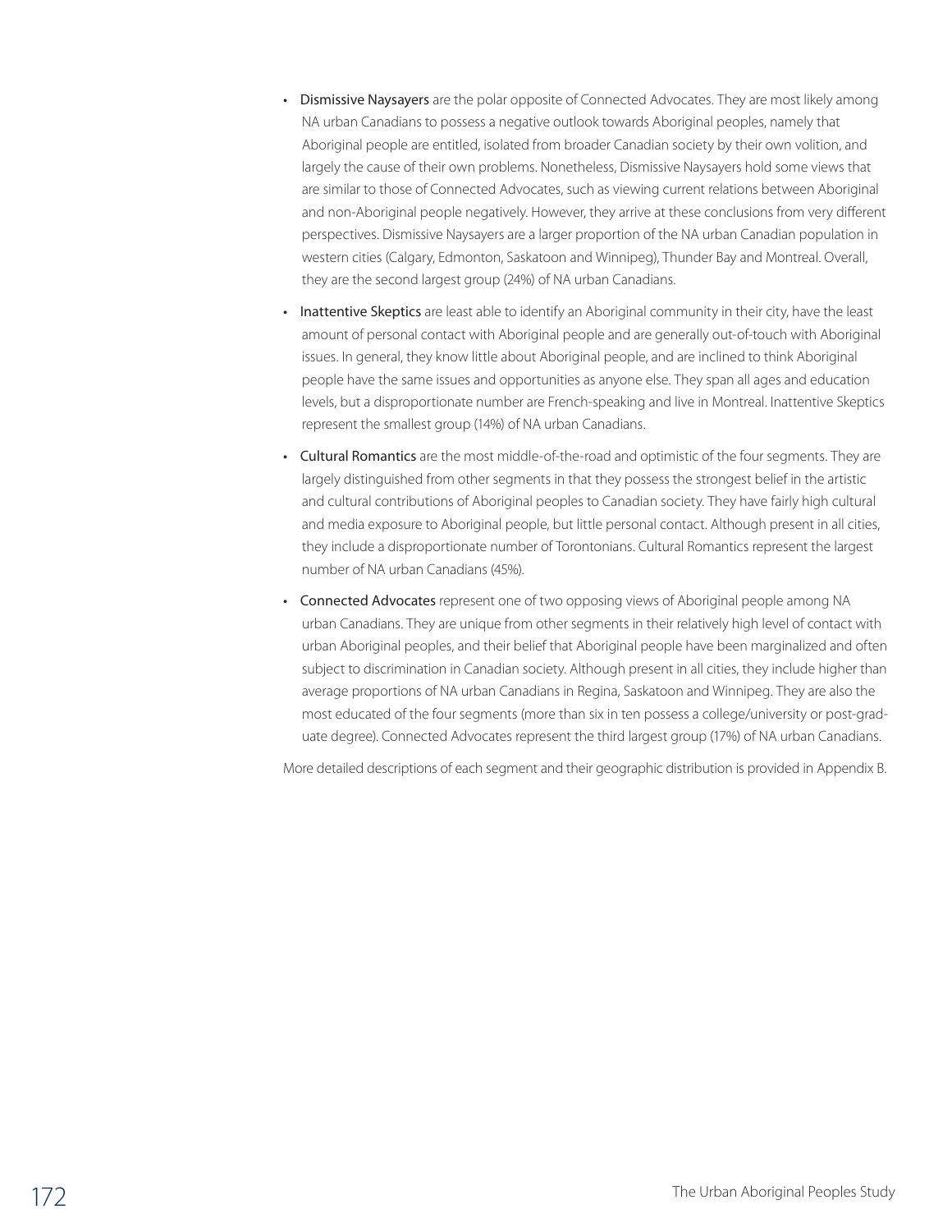- Dismissive Naysayers are the polar opposite of Connected Advocates. They are most likely among NA urban Canadians to possess a negative outlook towards Aboriginal peoples, namely that Aboriginal people are entitled, isolated from broader Canadian society by their own volition, and largely the cause of their own problems. Nonetheless, Dismissive Naysayers hold some views that are similar to those of Connected Advocates, such as viewing current relations between Aboriginal and non-Aboriginal people negatively. However, they arrive at these conclusions from very different perspectives. Dismissive Naysayers are a larger proportion of the NA urban Canadian population in western cities (Calgary, Edmonton, Saskatoon and Winnipeg), Thunder Bay and Montreal. Overall, they are the second largest group (24%) of NA urban Canadians.
- Inattentive Skeptics are least able to identify an Aboriginal community in their city, have the least amount of personal contact with Aboriginal people and are generally out-of-touch with Aboriginal issues. In general, they know little about Aboriginal people, and are inclined to think Aboriginal people have the same issues and opportunities as anyone else. They span all ages and education levels, but a disproportionate number are French-speaking and live in Montreal. Inattentive Skeptics represent the smallest group (14%) of NA urban Canadians.
- Cultural Romantics are the most middle-of-the-road and optimistic of the four segments. They are largely distinguished from other segments in that they possess the strongest belief in the artistic and cultural contributions of Aboriginal peoples to Canadian society. They have fairly high cultural and media exposure to Aboriginal people, but little personal contact. Although present in all cities, they include a disproportionate number of Torontonians. Cultural Romantics represent the largest number of NA urban Canadians (45%).
- Connected Advocates represent one of two opposing views of Aboriginal people among NA urban Canadians. They are unique from other segments in their relatively high level of contact with urban Aboriginal peoples, and their belief that Aboriginal people have been marginalized and often subject to discrimination in Canadian society. Although present in all cities, they include higher than average proportions of NA urban Canadians in Regina, Saskatoon and Winnipeg. They are also the most educated of the four segments (more than six in ten possess a college/university or post-graduate degree). Connected Advocates represent the third largest group (17%) of NA urban Canadians.

More detailed descriptions of each segment and their geographic distribution is provided in Appendix B.